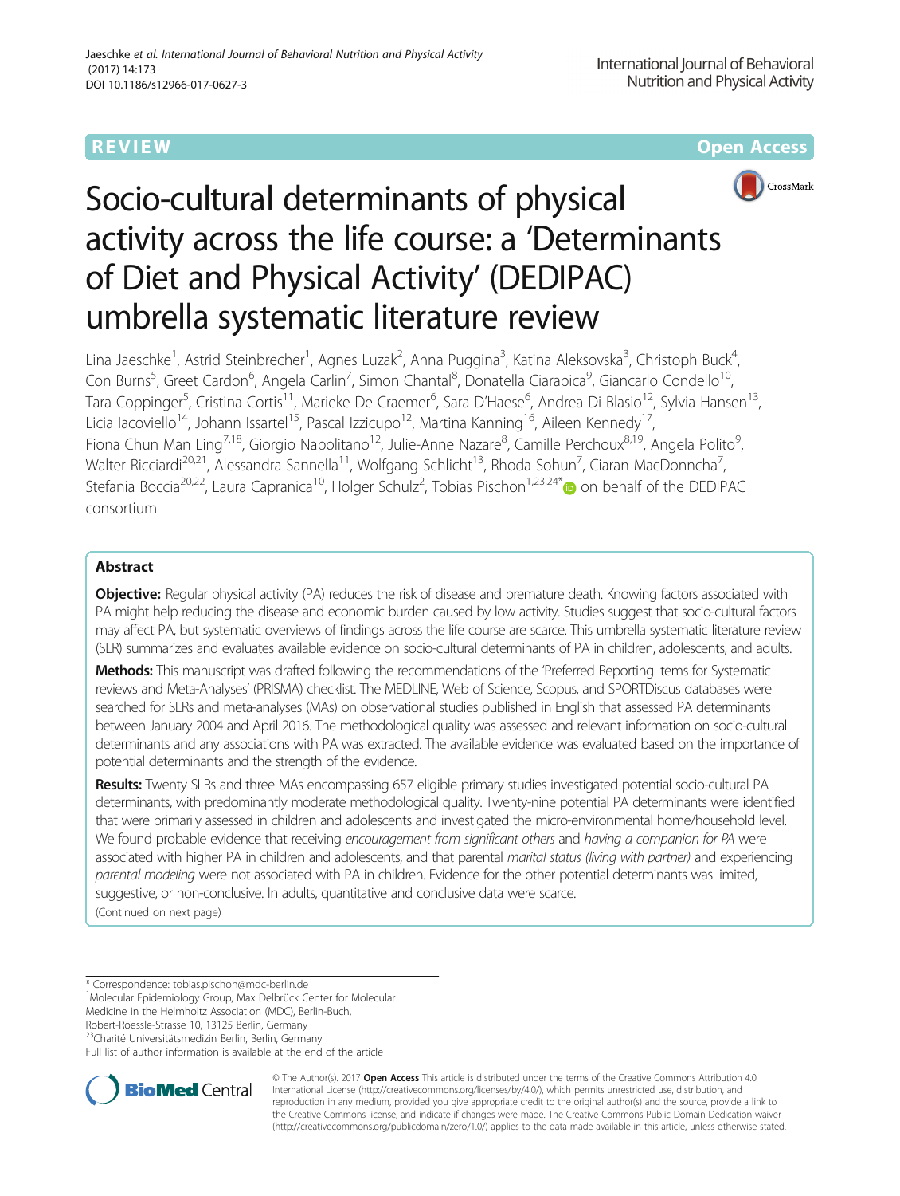REVIEW Open Access

# Socio-cultural determinants of physical activity across the life course: a 'Determinants of Diet and Physical Activity' (DEDIPAC) umbrella systematic literature review

Lina Jaeschke[1], Astrid Steinbrecher[1], Agnes Luzak[2], Anna Puggina[3], Katina Aleksovska[3], Christoph Buck[4], Con Burns[5], Greet Cardon[6], Angela Carlin[7], Simon Chantal[8], Donatella Ciarapica[9], Giancarlo Condello[10], Tara Coppinger[5], Cristina Cortis[11], Marieke De Craemer[6], Sara D'Haese[6], Andrea Di Blasio[12], Sylvia Hansen[13], Licia Iacoviello[14], Johann Issartel[15], Pascal Izzicupo[12], Martina Kanning[16], Aileen Kennedy[17], Fiona Chun Man Ling[7,18], Giorgio Napolitano[12], Julie-Anne Nazare[8], Camille Perchoux[8,19], Angela Polito[9], Walter Ricciardi[20,21], Alessandra Sannella[11], Wolfgang Schlicht[13], Rhoda Sohun[7], Ciaran MacDonncha[7], Stefania Boccia[20,22], Laura Capranica[10], Holger Schulz[2], Tobias Pischon[1,23,24*] on behalf of the DEDIPAC consortium

## Abstract

**Objective:** Regular physical activity (PA) reduces the risk of disease and premature death. Knowing factors associated with PA might help reducing the disease and economic burden caused by low activity. Studies suggest that socio-cultural factors may affect PA, but systematic overviews of findings across the life course are scarce. This umbrella systematic literature review (SLR) summarizes and evaluates available evidence on socio-cultural determinants of PA in children, adolescents, and adults.

**Methods:** This manuscript was drafted following the recommendations of the 'Preferred Reporting Items for Systematic reviews and Meta-Analyses' (PRISMA) checklist. The MEDLINE, Web of Science, Scopus, and SPORTDiscus databases were searched for SLRs and meta-analyses (MAs) on observational studies published in English that assessed PA determinants between January 2004 and April 2016. The methodological quality was assessed and relevant information on socio-cultural determinants and any associations with PA was extracted. The available evidence was evaluated based on the importance of potential determinants and the strength of the evidence.

**Results:** Twenty SLRs and three MAs encompassing 657 eligible primary studies investigated potential socio-cultural PA determinants, with predominantly moderate methodological quality. Twenty-nine potential PA determinants were identified that were primarily assessed in children and adolescents and investigated the micro-environmental home/household level. We found probable evidence that receiving *encouragement from significant others* and having *a companion for PA* were associated with higher PA in children and adolescents, and that parental *marital status (living with partner)* and experiencing *parental modeling* were not associated with PA in children. Evidence for the other potential determinants was limited, suggestive, or non-conclusive. In adults, quantitative and conclusive data were scarce.

(Continued on next page)

\* Correspondence: tobias.pischon@mdc-berlin.de

[1]Molecular Epidemiology Group, Max Delbrück Center for Molecular Medicine in the Helmholtz Association (MDC), Berlin-Buch, Robert-Roessle-Strasse 10, 13125 Berlin, Germany

[23]Charité Universitätsmedizin Berlin, Berlin, Germany

Full list of author information is available at the end of the article

© The Author(s). 2017 **Open Access** This article is distributed under the terms of the Creative Commons Attribution 4.0 International License (http://creativecommons.org/licenses/by/4.0/), which permits unrestricted use, distribution, and reproduction in any medium, provided you give appropriate credit to the original author(s) and the source, provide a link to the Creative Commons license, and indicate if changes were made. The Creative Commons Public Domain Dedication waiver (http://creativecommons.org/publicdomain/zero/1.0/) applies to the data made available in this article, unless otherwise stated.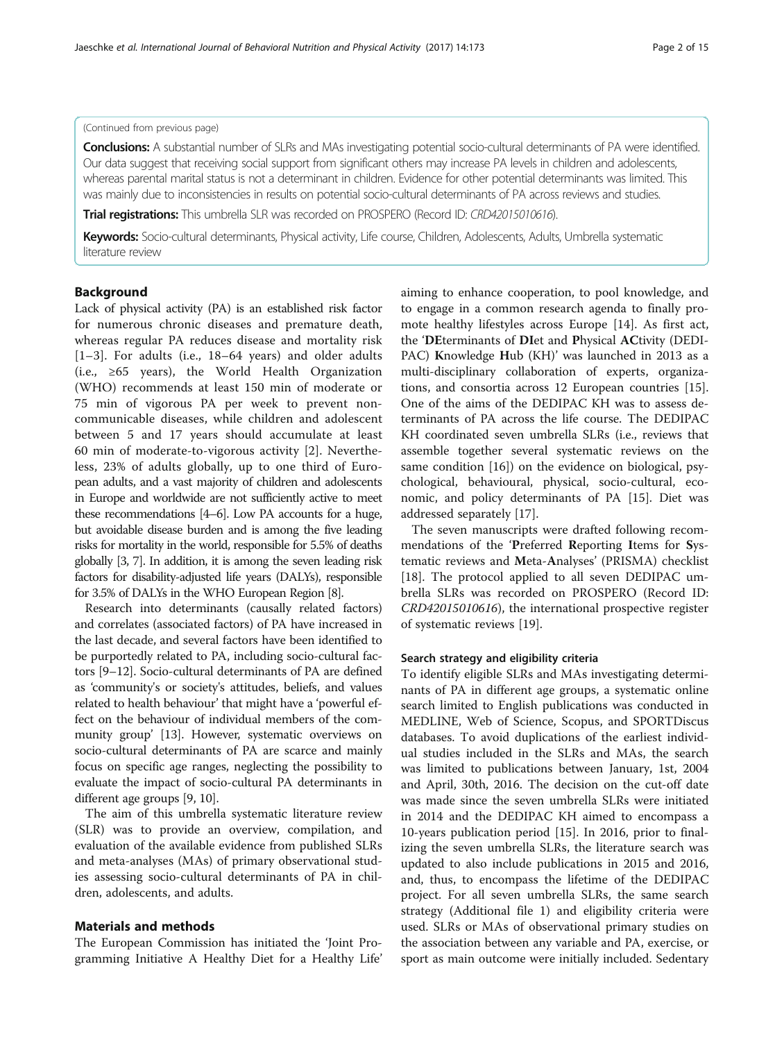(Continued from previous page)

**Conclusions:** A substantial number of SLRs and MAs investigating potential socio-cultural determinants of PA were identified. Our data suggest that receiving social support from significant others may increase PA levels in children and adolescents, whereas parental marital status is not a determinant in children. Evidence for other potential determinants was limited. This was mainly due to inconsistencies in results on potential socio-cultural determinants of PA across reviews and studies.

**Trial registrations:** This umbrella SLR was recorded on PROSPERO (Record ID: *CRD42015010616*).

**Keywords:** Socio-cultural determinants, Physical activity, Life course, Children, Adolescents, Adults, Umbrella systematic literature review

## Background

Lack of physical activity (PA) is an established risk factor for numerous chronic diseases and premature death, whereas regular PA reduces disease and mortality risk [1–3]. For adults (i.e., 18–64 years) and older adults (i.e., ≥65 years), the World Health Organization (WHO) recommends at least 150 min of moderate or 75 min of vigorous PA per week to prevent non-communicable diseases, while children and adolescent between 5 and 17 years should accumulate at least 60 min of moderate-to-vigorous activity [2]. Nevertheless, 23% of adults globally, up to one third of European adults, and a vast majority of children and adolescents in Europe and worldwide are not sufficiently active to meet these recommendations [4–6]. Low PA accounts for a huge, but avoidable disease burden and is among the five leading risks for mortality in the world, responsible for 5.5% of deaths globally [3, 7]. In addition, it is among the seven leading risk factors for disability-adjusted life years (DALYs), responsible for 3.5% of DALYs in the WHO European Region [8].

Research into determinants (causally related factors) and correlates (associated factors) of PA have increased in the last decade, and several factors have been identified to be purportedly related to PA, including socio-cultural factors [9–12]. Socio-cultural determinants of PA are defined as 'community's or society's attitudes, beliefs, and values related to health behaviour' that might have a 'powerful effect on the behaviour of individual members of the community group' [13]. However, systematic overviews on socio-cultural determinants of PA are scarce and mainly focus on specific age ranges, neglecting the possibility to evaluate the impact of socio-cultural PA determinants in different age groups [9, 10].

The aim of this umbrella systematic literature review (SLR) was to provide an overview, compilation, and evaluation of the available evidence from published SLRs and meta-analyses (MAs) of primary observational studies assessing socio-cultural determinants of PA in children, adolescents, and adults.

## Materials and methods

The European Commission has initiated the 'Joint Programming Initiative A Healthy Diet for a Healthy Life' aiming to enhance cooperation, to pool knowledge, and to engage in a common research agenda to finally promote healthy lifestyles across Europe [14]. As first act, the '**DE**terminants of **DI**et and **P**hysical **AC**tivity (DEDIPAC) **K**nowledge **H**ub (KH)' was launched in 2013 as a multi-disciplinary collaboration of experts, organizations, and consortia across 12 European countries [15]. One of the aims of the DEDIPAC KH was to assess determinants of PA across the life course. The DEDIPAC KH coordinated seven umbrella SLRs (i.e., reviews that assemble together several systematic reviews on the same condition [16]) on the evidence on biological, psychological, behavioural, physical, socio-cultural, economic, and policy determinants of PA [15]. Diet was addressed separately [17].

The seven manuscripts were drafted following recommendations of the '**P**referred **R**eporting **I**tems for **S**ystematic reviews and **M**eta-**A**nalyses' (PRISMA) checklist [18]. The protocol applied to all seven DEDIPAC umbrella SLRs was recorded on PROSPERO (Record ID: *CRD42015010616*), the international prospective register of systematic reviews [19].

### Search strategy and eligibility criteria

To identify eligible SLRs and MAs investigating determinants of PA in different age groups, a systematic online search limited to English publications was conducted in MEDLINE, Web of Science, Scopus, and SPORTDiscus databases. To avoid duplications of the earliest individual studies included in the SLRs and MAs, the search was limited to publications between January, 1st, 2004 and April, 30th, 2016. The decision on the cut-off date was made since the seven umbrella SLRs were initiated in 2014 and the DEDIPAC KH aimed to encompass a 10-years publication period [15]. In 2016, prior to finalizing the seven umbrella SLRs, the literature search was updated to also include publications in 2015 and 2016, and, thus, to encompass the lifetime of the DEDIPAC project. For all seven umbrella SLRs, the same search strategy (Additional file 1) and eligibility criteria were used. SLRs or MAs of observational primary studies on the association between any variable and PA, exercise, or sport as main outcome were initially included. Sedentary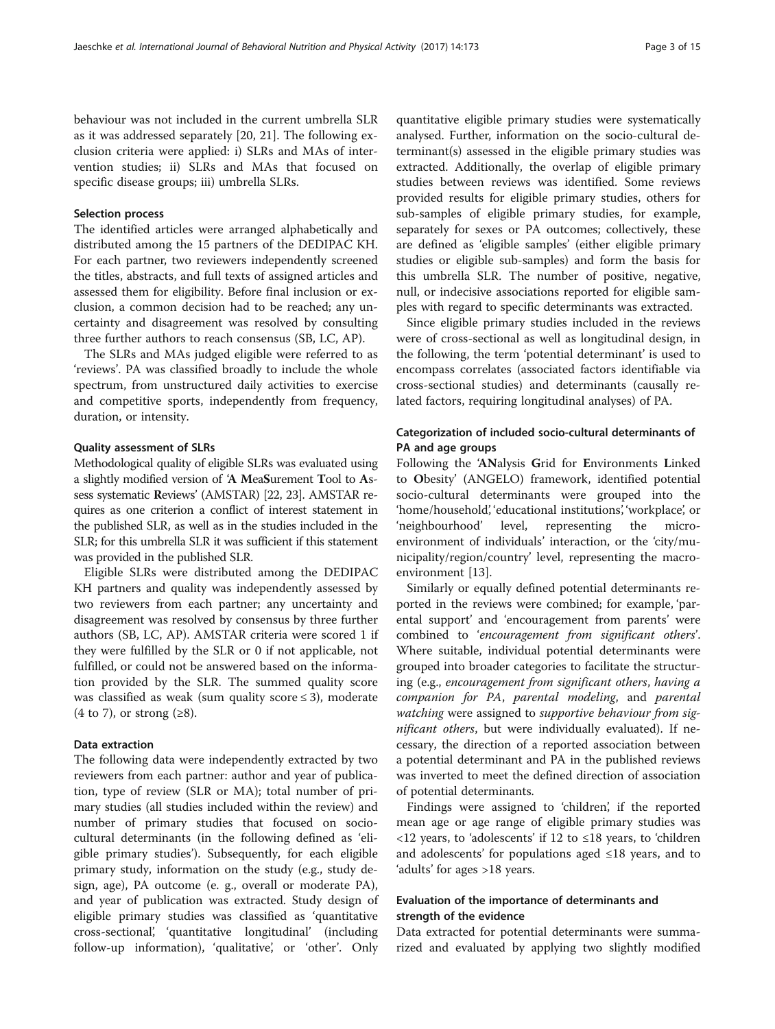behaviour was not included in the current umbrella SLR as it was addressed separately [20, 21]. The following exclusion criteria were applied: i) SLRs and MAs of intervention studies; ii) SLRs and MAs that focused on specific disease groups; iii) umbrella SLRs.

### Selection process

The identified articles were arranged alphabetically and distributed among the 15 partners of the DEDIPAC KH. For each partner, two reviewers independently screened the titles, abstracts, and full texts of assigned articles and assessed them for eligibility. Before final inclusion or exclusion, a common decision had to be reached; any uncertainty and disagreement was resolved by consulting three further authors to reach consensus (SB, LC, AP).

The SLRs and MAs judged eligible were referred to as 'reviews'. PA was classified broadly to include the whole spectrum, from unstructured daily activities to exercise and competitive sports, independently from frequency, duration, or intensity.

### Quality assessment of SLRs

Methodological quality of eligible SLRs was evaluated using a slightly modified version of '**A** **M**ea**S**urement **T**ool to **A**ssess systematic **R**eviews' (AMSTAR) [22, 23]. AMSTAR requires as one criterion a conflict of interest statement in the published SLR, as well as in the studies included in the SLR; for this umbrella SLR it was sufficient if this statement was provided in the published SLR.

Eligible SLRs were distributed among the DEDIPAC KH partners and quality was independently assessed by two reviewers from each partner; any uncertainty and disagreement was resolved by consensus by three further authors (SB, LC, AP). AMSTAR criteria were scored 1 if they were fulfilled by the SLR or 0 if not applicable, not fulfilled, or could not be answered based on the information provided by the SLR. The summed quality score was classified as weak (sum quality score $\leq 3$), moderate (4 to 7), or strong ($\geq 8$).

### Data extraction

The following data were independently extracted by two reviewers from each partner: author and year of publication, type of review (SLR or MA); total number of primary studies (all studies included within the review) and number of primary studies that focused on socio-cultural determinants (in the following defined as 'eligible primary studies'). Subsequently, for each eligible primary study, information on the study (e.g., study design, age), PA outcome (e. g., overall or moderate PA), and year of publication was extracted. Study design of eligible primary studies was classified as 'quantitative cross-sectional', 'quantitative longitudinal' (including follow-up information), 'qualitative', or 'other'. Only quantitative eligible primary studies were systematically analysed. Further, information on the socio-cultural determinant(s) assessed in the eligible primary studies was extracted. Additionally, the overlap of eligible primary studies between reviews was identified. Some reviews provided results for eligible primary studies, others for sub-samples of eligible primary studies, for example, separately for sexes or PA outcomes; collectively, these are defined as 'eligible samples' (either eligible primary studies or eligible sub-samples) and form the basis for this umbrella SLR. The number of positive, negative, null, or indecisive associations reported for eligible samples with regard to specific determinants was extracted.

Since eligible primary studies included in the reviews were of cross-sectional as well as longitudinal design, in the following, the term 'potential determinant' is used to encompass correlates (associated factors identifiable via cross-sectional studies) and determinants (causally related factors, requiring longitudinal analyses) of PA.

### Categorization of included socio-cultural determinants of PA and age groups

Following the '**AN**alysis **G**rid for **E**nvironments **L**inked to **O**besity' (ANGELO) framework, identified potential socio-cultural determinants were grouped into the 'home/household', 'educational institutions', 'workplace', or 'neighbourhood' level, representing the micro-environment of individuals' interaction, or the 'city/municipality/region/country' level, representing the macro-environment [13].

Similarly or equally defined potential determinants reported in the reviews were combined; for example, 'parental support' and 'encouragement from parents' were combined to '*encouragement from significant others*'. Where suitable, individual potential determinants were grouped into broader categories to facilitate the structuring (e.g., *encouragement from significant others*, *having a companion for PA*, *parental modeling*, and *parental watching* were assigned to *supportive behaviour from significant others*, but were individually evaluated). If necessary, the direction of a reported association between a potential determinant and PA in the published reviews was inverted to meet the defined direction of association of potential determinants.

Findings were assigned to 'children', if the reported mean age or age range of eligible primary studies was <12 years, to 'adolescents' if 12 to ≤18 years, to 'children and adolescents' for populations aged ≤18 years, and to 'adults' for ages >18 years.

### Evaluation of the importance of determinants and strength of the evidence

Data extracted for potential determinants were summarized and evaluated by applying two slightly modified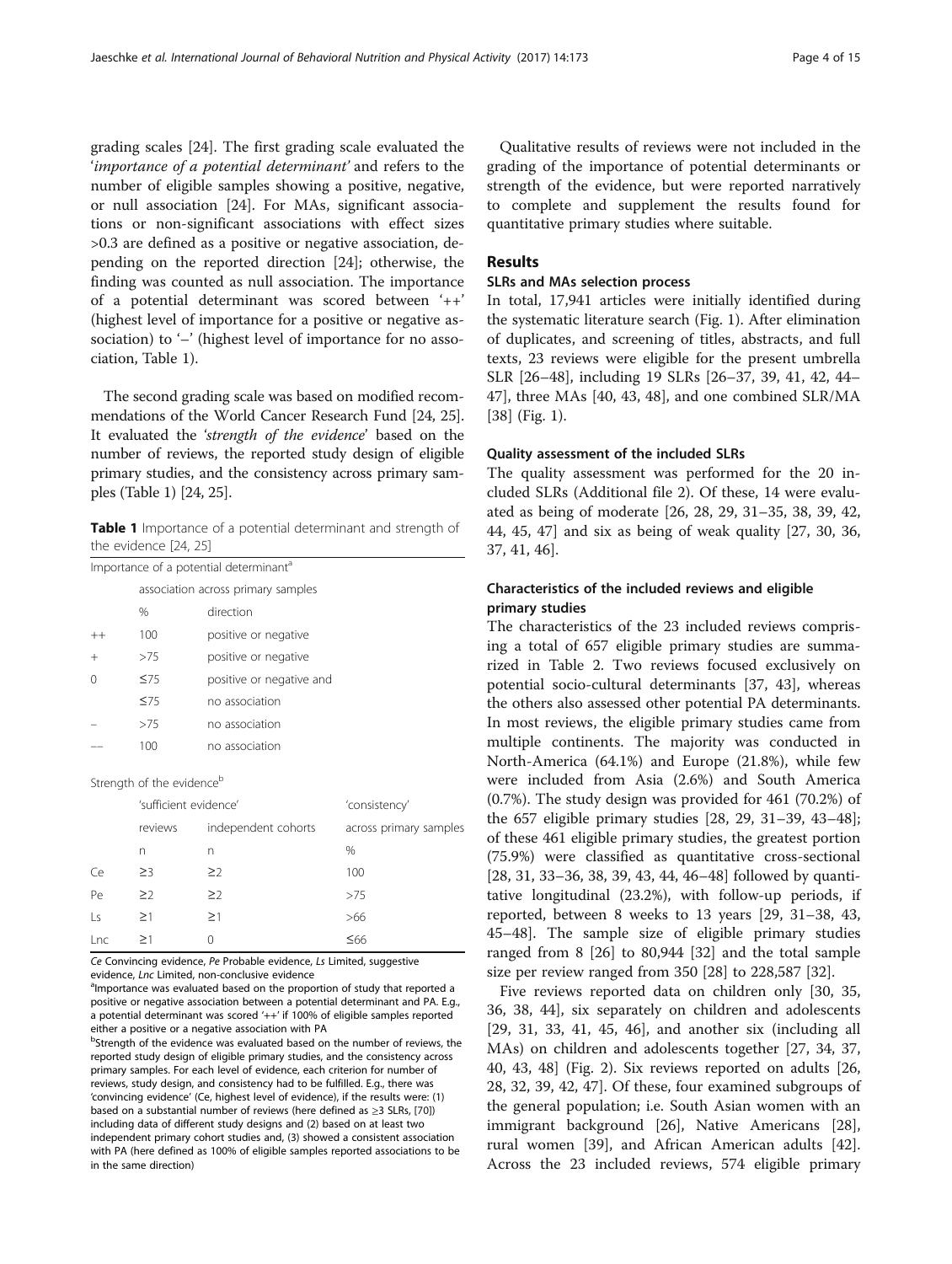grading scales [24]. The first grading scale evaluated the '*importance of a potential determinant*' and refers to the number of eligible samples showing a positive, negative, or null association [24]. For MAs, significant associations or non-significant associations with effect sizes >0.3 are defined as a positive or negative association, depending on the reported direction [24]; otherwise, the finding was counted as null association. The importance of a potential determinant was scored between '++' (highest level of importance for a positive or negative association) to '–' (highest level of importance for no association, Table 1).

The second grading scale was based on modified recommendations of the World Cancer Research Fund [24, 25]. It evaluated the '*strength of the evidence*' based on the number of reviews, the reported study design of eligible primary studies, and the consistency across primary samples (Table 1) [24, 25].

**Table 1** Importance of a potential determinant and strength of the evidence [24, 25]

| Importance of a potential determinant[a] | | |
|---|---|---|
| | association across primary samples | |
| | % | direction |
| ++ | 100 | positive or negative |
| + | >75 | positive or negative |
| 0 | ≤75 | positive or negative and |
| | ≤75 | no association |
| – | >75 | no association |
| –– | 100 | no association |

| Strength of the evidence[b] | | | |
|---|---|---|---|
| | 'sufficient evidence' | | 'consistency' |
| | reviews | independent cohorts | across primary samples |
| | n | n | % |
| Ce | ≥3 | ≥2 | 100 |
| Pe | ≥2 | ≥2 | >75 |
| Ls | ≥1 | ≥1 | >66 |
| Lnc | ≥1 | 0 | ≤66 |

*Ce* Convincing evidence, *Pe* Probable evidence, *Ls* Limited, suggestive evidence, *Lnc* Limited, non-conclusive evidence

[a]Importance was evaluated based on the proportion of study that reported a positive or negative association between a potential determinant and PA. E.g., a potential determinant was scored '++' if 100% of eligible samples reported either a positive or a negative association with PA

[b]Strength of the evidence was evaluated based on the number of reviews, the reported study design of eligible primary studies, and the consistency across primary samples. For each level of evidence, each criterion for number of reviews, study design, and consistency had to be fulfilled. E.g., there was 'convincing evidence' (Ce, highest level of evidence), if the results were: (1) based on a substantial number of reviews (here defined as ≥3 SLRs, [70]) including data of different study designs and (2) based on at least two independent primary cohort studies and, (3) showed a consistent association with PA (here defined as 100% of eligible samples reported associations to be in the same direction)

Qualitative results of reviews were not included in the grading of the importance of potential determinants or strength of the evidence, but were reported narratively to complete and supplement the results found for quantitative primary studies where suitable.

## Results

### SLRs and MAs selection process

In total, 17,941 articles were initially identified during the systematic literature search (Fig. 1). After elimination of duplicates, and screening of titles, abstracts, and full texts, 23 reviews were eligible for the present umbrella SLR [26–48], including 19 SLRs [26–37, 39, 41, 42, 44–47], three MAs [40, 43, 48], and one combined SLR/MA [38] (Fig. 1).

### Quality assessment of the included SLRs

The quality assessment was performed for the 20 included SLRs (Additional file 2). Of these, 14 were evaluated as being of moderate [26, 28, 29, 31–35, 38, 39, 42, 44, 45, 47] and six as being of weak quality [27, 30, 36, 37, 41, 46].

### Characteristics of the included reviews and eligible primary studies

The characteristics of the 23 included reviews comprising a total of 657 eligible primary studies are summarized in Table 2. Two reviews focused exclusively on potential socio-cultural determinants [37, 43], whereas the others also assessed other potential PA determinants. In most reviews, the eligible primary studies came from multiple continents. The majority was conducted in North-America (64.1%) and Europe (21.8%), while few were included from Asia (2.6%) and South America (0.7%). The study design was provided for 461 (70.2%) of the 657 eligible primary studies [28, 29, 31–39, 43–48]; of these 461 eligible primary studies, the greatest portion (75.9%) were classified as quantitative cross-sectional [28, 31, 33–36, 38, 39, 43, 44, 46–48] followed by quantitative longitudinal (23.2%), with follow-up periods, if reported, between 8 weeks to 13 years [29, 31–38, 43, 45–48]. The sample size of eligible primary studies ranged from 8 [26] to 80,944 [32] and the total sample size per review ranged from 350 [28] to 228,587 [32].

Five reviews reported data on children only [30, 35, 36, 38, 44], six separately on children and adolescents [29, 31, 33, 41, 45, 46], and another six (including all MAs) on children and adolescents together [27, 34, 37, 40, 43, 48] (Fig. 2). Six reviews reported on adults [26, 28, 32, 39, 42, 47]. Of these, four examined subgroups of the general population; i.e. South Asian women with an immigrant background [26], Native Americans [28], rural women [39], and African American adults [42]. Across the 23 included reviews, 574 eligible primary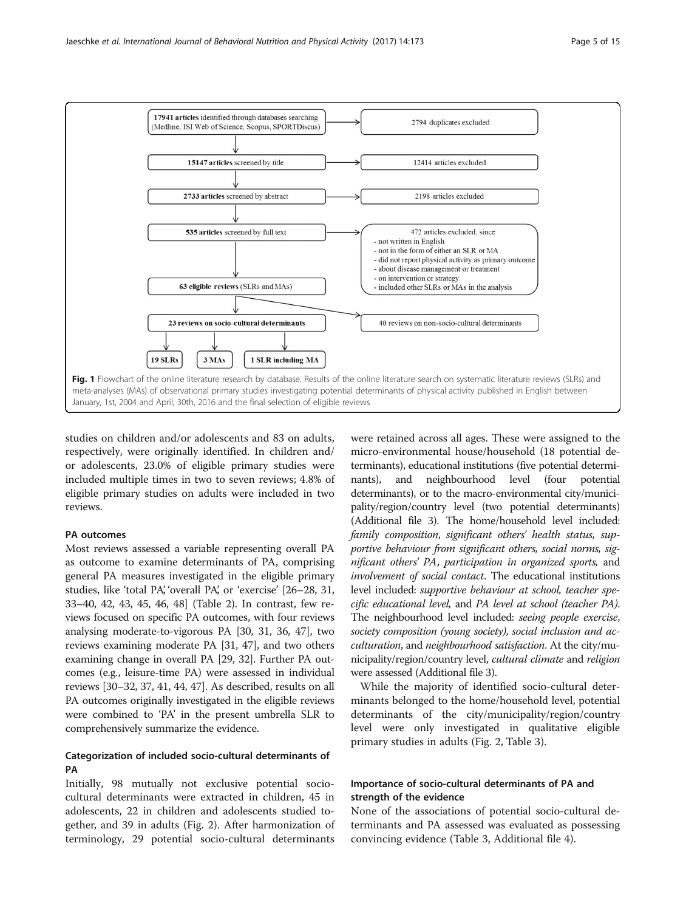17941 articles identified through databases searching (Medline, ISI Web of Science, Scopus, SPORTDiscus)

2794 duplicates excluded

15147 articles screened by title

12414 articles excluded

2733 articles screened by abstract

2198 articles excluded

535 articles screened by full text

472 articles excluded, since
- not written in English
- not in the form of either an SLR or MA
- did not report physical activity as primary outcome
- about disease management or treatment
- on intervention or strategy
- included other SLRs or MAs in the analysis

63 eligible reviews (SLRs and MAs)

23 reviews on socio-cultural determinants

40 reviews on non-socio-cultural determinants

19 SLRs

3 MAs

1 SLR including MA

**Fig. 1** Flowchart of the online literature research by database. Results of the online literature search on systematic literature reviews (SLRs) and meta-analyses (MAs) of observational primary studies investigating potential determinants of physical activity published in English between January, 1st, 2004 and April, 30th, 2016 and the final selection of eligible reviews

studies on children and/or adolescents and 83 on adults, respectively, were originally identified. In children and/or adolescents, 23.0% of eligible primary studies were included multiple times in two to seven reviews; 4.8% of eligible primary studies on adults were included in two reviews.

## PA outcomes

Most reviews assessed a variable representing overall PA as outcome to examine determinants of PA, comprising general PA measures investigated in the eligible primary studies, like 'total PA', 'overall PA', or 'exercise' [26–28, 31, 33–40, 42, 43, 45, 46, 48] (Table 2). In contrast, few reviews focused on specific PA outcomes, with four reviews analysing moderate-to-vigorous PA [30, 31, 36, 47], two reviews examining moderate PA [31, 47], and two others examining change in overall PA [29, 32]. Further PA outcomes (e.g., leisure-time PA) were assessed in individual reviews [30–32, 37, 41, 44, 47]. As described, results on all PA outcomes originally investigated in the eligible reviews were combined to 'PA' in the present umbrella SLR to comprehensively summarize the evidence.

## Categorization of included socio-cultural determinants of PA

Initially, 98 mutually not exclusive potential socio-cultural determinants were extracted in children, 45 in adolescents, 22 in children and adolescents studied together, and 39 in adults (Fig. 2). After harmonization of terminology, 29 potential socio-cultural determinants were retained across all ages. These were assigned to the micro-environmental house/household (18 potential determinants), educational institutions (five potential determinants), and neighbourhood level (four potential determinants), or to the macro-environmental city/municipality/region/country level (two potential determinants) (Additional file 3). The home/household level included: *family composition*, *significant others' health status*, *supportive behaviour from significant others*, *social norms*, *significant others' PA*, *participation in organized sports*, and *involvement of social contact*. The educational institutions level included: *supportive behaviour at school*, *teacher specific educational level*, and *PA level at school (teacher PA)*. The neighbourhood level included: *seeing people exercise*, *society composition (young society)*, *social inclusion and acculturation*, and *neighbourhood satisfaction*. At the city/municipality/region/country level, *cultural climate* and *religion* were assessed (Additional file 3).

While the majority of identified socio-cultural determinants belonged to the home/household level, potential determinants of the city/municipality/region/country level were only investigated in qualitative eligible primary studies in adults (Fig. 2, Table 3).

## Importance of socio-cultural determinants of PA and strength of the evidence

None of the associations of potential socio-cultural determinants and PA assessed was evaluated as possessing convincing evidence (Table 3, Additional file 4).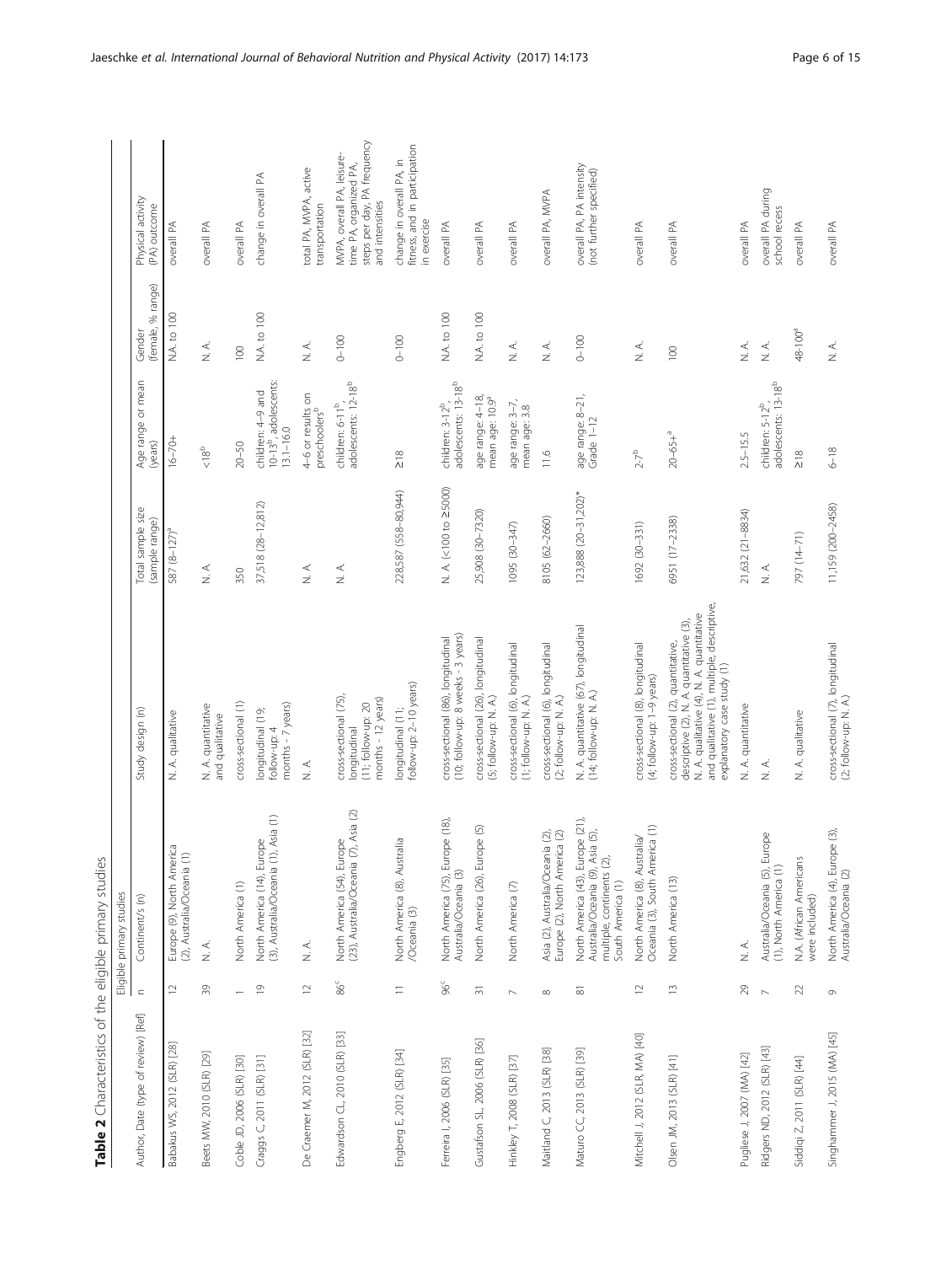**Table 2** Characteristics of the eligible primary studies

| Author, Date (type of review) [Ref] | Eligible primary studies | | | | | | |
|---|---|---|---|---|---|---|---|
| | n | Continent/s (n) | Study design (n) | Total sample size (sample range) | Age range or mean (years) | Gender (female, % range) | Physical activity (PA) outcome |
| Babakus WS, 2012 (SLR) [28] | 12 | Europe (9), North America (2), Australia/Oceania (1) | N. A. qualitative | 587 (8–127)[a] | 16–70+ | NA. to 100 | overall PA |
| Beets MW, 2010 (SLR) [29] | 39 | N. A. | N. A. quantitative and qualitative | N. A. | <18[b] | N. A. | overall PA |
| Coble JD, 2006 (SLR) [30] | 1 | North America (1) | cross-sectional (1) | 350 | 20–50 | 100 | overall PA |
| Craggs C, 2011 (SLR) [31] | 19 | North America (14), Europe (3), Australia/Oceania (1), Asia (1) | longitudinal (19; follow-up: 4 months - 7 years) | 37,518 (28–12,812) | children: 4–9 and 10-13[b], adolescents: 13.1–16.0 | NA. to 100 | change in overall PA |
| De Craemer M, 2012 (SLR) [32] | 12 | N. A. | N. A. | N. A. | 4–6 or results on preschoolers[b] | N. A. | total PA, MVPA, active transportation |
| Edwardson CL, 2010 (SLR) [33] | 86[c] | North America (54), Europe (23), Australia/Oceania (7), Asia (2) | cross-sectional (75), longitudinal (11; follow-up: 20 months - 12 years) | N. A. | children: 6-11[b], adolescents: 12-18[b] | 0–100 | MVPA, overall PA, leisure-time PA, organized PA, steps per day, PA frequency and intensities |
| Engberg E, 2012 (SLR) [34] | 11 | North America (8), Australia /Oceania (3) | longitudinal (11; follow-up: 2–10 years) | 228,587 (558–80,944) | ≥18 | 0–100 | change in overall PA, in fitness, and in participation in exercise |
| Ferreira I, 2006 (SLR) [35] | 96[c] | North America (75), Europe (18), Australia/Oceania (3) | cross-sectional (86), longitudinal (10; follow-up: 8 weeks - 3 years) | N. A. (<100 to ≥5000) | children: 3-12[b], adolescents: 13-18[b] | NA. to 100 | overall PA |
| Gustafson SL, 2006 (SLR) [36] | 31 | North America (26), Europe (5) | cross-sectional (26), longitudinal (5; follow-up: N. A.) | 25,908 (30–7320) | age range: 4–18, mean age: 10.9[a] | NA. to 100 | overall PA |
| Hinkley T, 2008 (SLR) [37] | 7 | North America (7) | cross-sectional (6), longitudinal (1; follow-up: N. A.) | 1095 (30–347) | age range: 3–7, mean age: 3.8 | N. A. | overall PA |
| Maitland C, 2013 (SLR) [38] | 8 | Asia (2), Australia/Oceania (2), Europe (2), North America (2) | cross-sectional (6), longitudinal (2; follow-up: N. A.) | 8105 (62–2660) | 11.6 | N. A. | overall PA, MVPA |
| Maturo CC, 2013 (SLR) [39] | 81 | North America (43), Europe (21), Australia/Oceania (9), Asia (5), multiple, continents (2), South America (1) | N. A. quantitative (67), longitudinal (14; follow-up: N. A.) | 123,888 (20–31,202)* | age range: 8–21, Grade 1–12 | 0–100 | overall PA, PA intensity (not further specified) |
| Mitchell J, 2012 (SLR, MA) [40] | 12 | North America (8), Australia/ Oceania (3), South America (1) | cross-sectional (8), longitudinal (4; follow-up: 1–9 years) | 1692 (30–331) | 2-7[b] | N. A. | overall PA |
| Olsen JM, 2013 (SLR) [41] | 13 | North America (13) | cross-sectional (2), quantitative, descriptive (2), N. A. quantitative (3), N. A. qualitative (4), N. A. quantitative and qualitative (1), multiple, descriptive, explanatory case study (1) | 6951 (17–2338) | 20–65+[a] | 100 | overall PA |
| Pugliese J, 2007 (MA) [42] | 29 | N. A. | N. A. quantitative | 21,632 (21–8834) | 2.5–15.5 | N. A. | overall PA |
| Ridgers ND, 2012 (SLR) [43] | 7 | Australia/Oceania (5), Europe (1), North America (1) | N. A. | N. A. | children: 5-12[b], adolescents: 13-18[b] | N. A. | overall PA during school recess |
| Siddiqi Z, 2011 (SLR) [44] | 22 | N.A. (African Americans were included) | N. A. qualitative | 797 (14–71) | ≥18 | 48-100[a] | overall PA |
| Singhammer J, 2015 (MA) [45] | 9 | North America (4), Europe (3), Australia/Oceania (2) | cross-sectional (7), longitudinal (2; follow-up: N. A.) | 11,159 (200–2458) | 6–18 | N. A. | overall PA |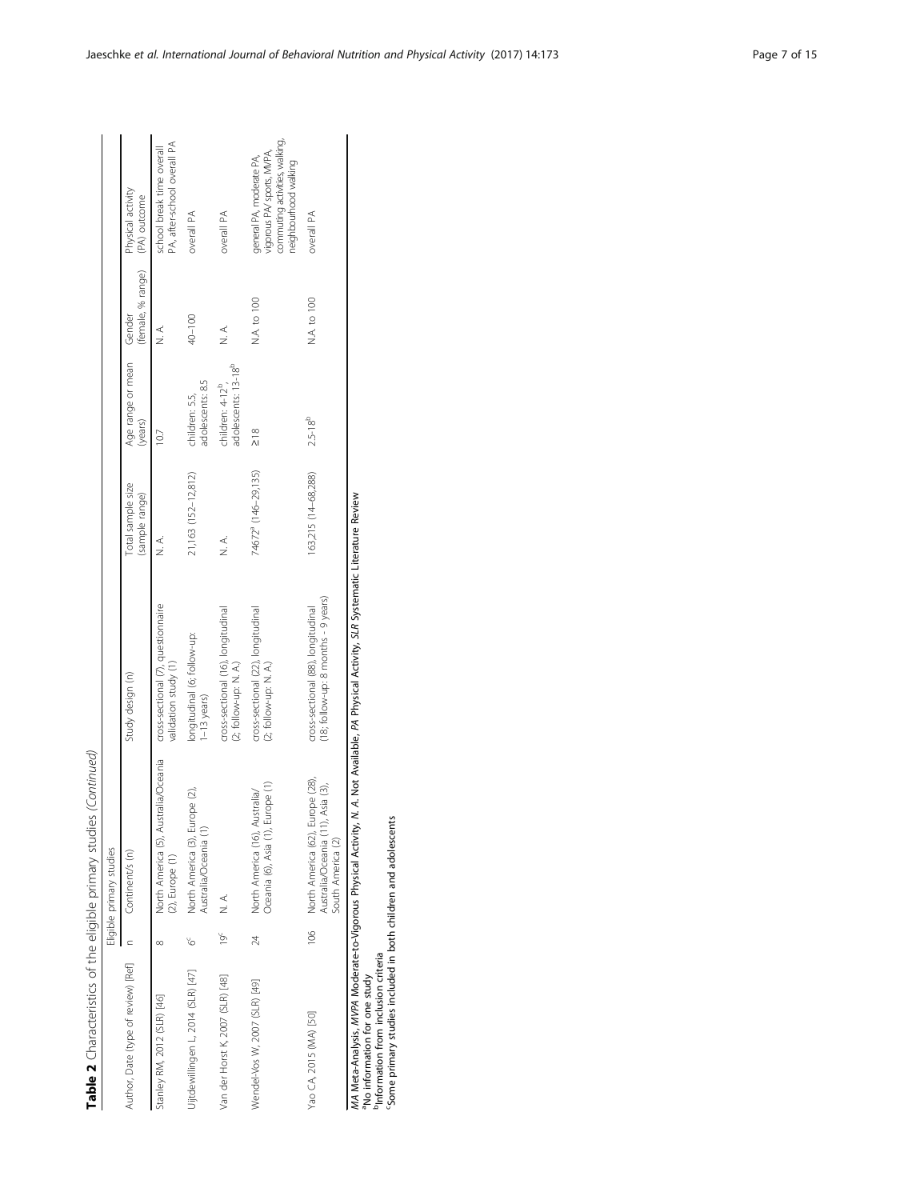**Table 2** Characteristics of the eligible primary studies *(Continued)*

| Author, Date (type of review) [Ref] | Eligible primary studies | | | | | | |
|---|---|---|---|---|---|---|---|
| | n | Continent/s (n) | Study design (n) | Total sample size (sample range) | Age range or mean (years) | Gender (female, % range) | Physical activity (PA) outcome |
| Stanley RM, 2012 (SLR) [46] | 8 | North America (5), Australia/Oceania (2), Europe (1) | cross-sectional (7), questionnaire validation study (1) | N. A. | 10.7 | N. A. | school break time overall PA, after-school overall PA |
| Uijtdewillingen L, 2014 (SLR) [47] | 6[c] | North America (3), Europe (2), Australia/Oceania (1) | longitudinal (6; follow-up: 1–13 years) | 21,163 (152–12,812) | children: 5.5, adolescents: 8.5 | 40–100 | overall PA |
| Van der Horst K, 2007 (SLR) [48] | 19[c] | N. A. | cross-sectional (16), longitudinal (2; follow-up: N. A.) | N. A. | children: 4-12[b], adolescents: 13-18[b] | N. A. | overall PA |
| Wendel-Vos W, 2007 (SLR) [49] | 24 | North America (16), Australia/Oceania (6), Asia (1), Europe (1) | cross-sectional (22), longitudinal (2; follow-up: N. A.) | 74672[a] (146–29,135) | ≥18 | N.A. to 100 | general PA, moderate PA, vigorous PA/ sports, MVPA, commuting activities, walking, neighbourhood walking |
| Yao CA, 2015 (MA) [50] | 106 | North America (62), Europe (28), Australia/Oceania (11), Asia (3), South America (2) | cross-sectional (88), longitudinal (18; follow-up: 8 months - 9 years) | 163,215 (14–68,288) | 2.5-18[b] | N.A. to 100 | overall PA |

*MA* Meta-Analysis, *MVPA* Moderate-to-Vigorous Physical Activity, *N. A.* Not Available, *PA* Physical Activity, *SLR* Systematic Literature Review
[a]No information for one study
[b]Information from inclusion criteria
[c]Some primary studies included in both children and adolescents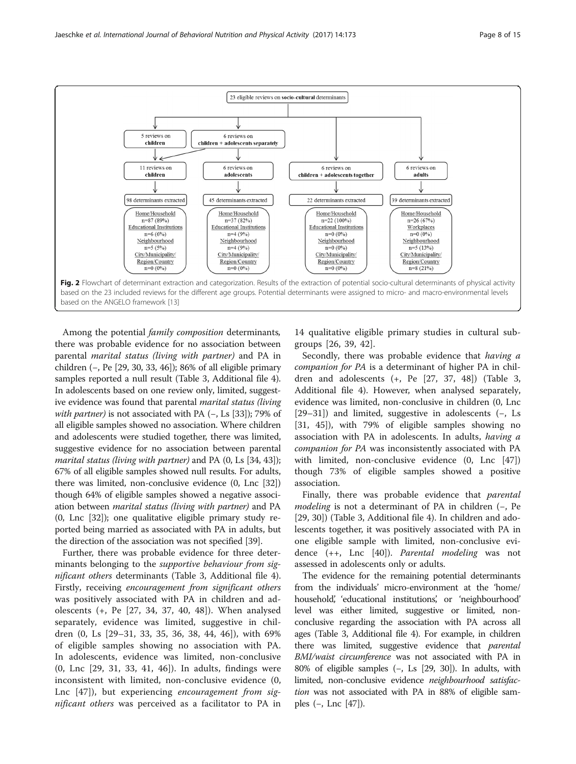23 eligible reviews on socio-cultural determinants

5 reviews on children

6 reviews on children + adolescents separately

11 reviews on children

6 reviews on adolescents

6 reviews on children + adolescents together

6 reviews on adults

98 determinants extracted

45 determinants extracted

22 determinants extracted

39 determinants extracted

Home/Household n=87 (89%) Educational Institutions n=6 (6%) Neighbourhood n=5 (5%) City/Municipality/ Region/Country n=0 (0%)

Home/Household n=37 (82%) Educational Institutions n=4 (9%) Neighbourhood n=4 (9%) City/Municipality/ Region/Country n=0 (0%)

Home/Household n=22 (100%) Educational Institutions n=0 (0%) Neighbourhood n=0 (0%) City/Municipality/ Region/Country n=0 (0%)

Home/Household n=26 (67%) Workplaces n=0 (0%) Neighbourhood n=5 (13%) City/Municipality/ Region/Country n=8 (21%)

**Fig. 2** Flowchart of determinant extraction and categorization. Results of the extraction of potential socio-cultural determinants of physical activity based on the 23 included reviews for the different age groups. Potential determinants were assigned to micro- and macro-environmental levels based on the ANGELO framework [13]

Among the potential *family composition* determinants, there was probable evidence for no association between parental *marital status (living with partner)* and PA in children (–, Pe [29, 30, 33, 46]); 86% of all eligible primary samples reported a null result (Table 3, Additional file 4). In adolescents based on one review only, limited, suggestive evidence was found that parental *marital status (living with partner)* is not associated with PA (–, Ls [33]); 79% of all eligible samples showed no association. Where children and adolescents were studied together, there was limited, suggestive evidence for no association between parental *marital status (living with partner)* and PA (0, Ls [34, 43]); 67% of all eligible samples showed null results. For adults, there was limited, non-conclusive evidence (0, Lnc [32]) though 64% of eligible samples showed a negative association between *marital status (living with partner)* and PA (0, Lnc [32]); one qualitative eligible primary study reported being married as associated with PA in adults, but the direction of the association was not specified [39].

Further, there was probable evidence for three determinants belonging to the *supportive behaviour from significant others* determinants (Table 3, Additional file 4). Firstly, receiving *encouragement from significant others* was positively associated with PA in children and adolescents (+, Pe [27, 34, 37, 40, 48]). When analysed separately, evidence was limited, suggestive in children (0, Ls [29–31, 33, 35, 36, 38, 44, 46]), with 69% of eligible samples showing no association with PA. In adolescents, evidence was limited, non-conclusive (0, Lnc [29, 31, 33, 41, 46]). In adults, findings were inconsistent with limited, non-conclusive evidence (0, Lnc [47]), but experiencing *encouragement from significant others* was perceived as a facilitator to PA in 14 qualitative eligible primary studies in cultural subgroups [26, 39, 42].

Secondly, there was probable evidence that *having a companion for PA* is a determinant of higher PA in children and adolescents (+, Pe [27, 37, 48]) (Table 3, Additional file 4). However, when analysed separately, evidence was limited, non-conclusive in children (0, Lnc [29–31]) and limited, suggestive in adolescents (–, Ls [31, 45]), with 79% of eligible samples showing no association with PA in adolescents. In adults, *having a companion for PA* was inconsistently associated with PA with limited, non-conclusive evidence (0, Lnc [47]) though 73% of eligible samples showed a positive association.

Finally, there was probable evidence that *parental modeling* is not a determinant of PA in children (–, Pe [29, 30]) (Table 3, Additional file 4). In children and adolescents together, it was positively associated with PA in one eligible sample with limited, non-conclusive evidence (++, Lnc [40]). *Parental modeling* was not assessed in adolescents only or adults.

The evidence for the remaining potential determinants from the individuals' micro-environment at the 'home/household', 'educational institutions', or 'neighbourhood' level was either limited, suggestive or limited, non-conclusive regarding the association with PA across all ages (Table 3, Additional file 4). For example, in children there was limited, suggestive evidence that *parental BMI/waist circumference* was not associated with PA in 80% of eligible samples (–, Ls [29, 30]). In adults, with limited, non-conclusive evidence *neighbourhood satisfaction* was not associated with PA in 88% of eligible samples (–, Lnc [47]).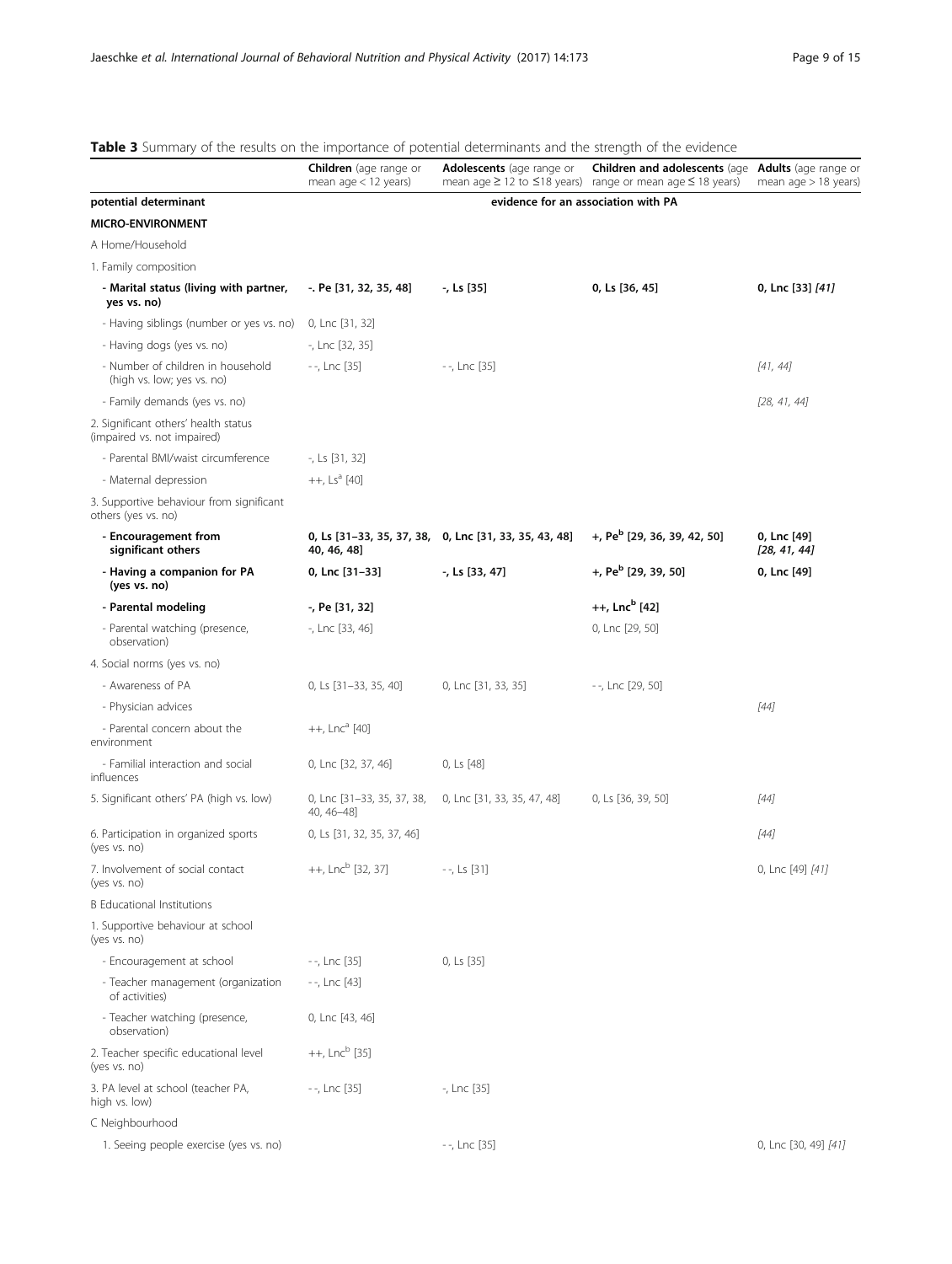**Table 3** Summary of the results on the importance of potential determinants and the strength of the evidence

| | **Children** (age range or mean age < 12 years) | **Adolescents** (age range or mean age ≥ 12 to ≤18 years) | **Children and adolescents** (age range or mean age ≤ 18 years) | **Adults** (age range or mean age > 18 years) |
|---|---|---|---|---|
| **potential determinant** | **evidence for an association with PA** | | | |
| **MICRO-ENVIRONMENT** | | | | |
| A Home/Household | | | | |
| 1. Family composition | | | | |
| **- Marital status (living with partner, yes vs. no)** | **-. Pe [31, 32, 35, 48]** | **-, Ls [35]** | **0, Ls [36, 45]** | **0, Lnc [33]** *[41]* |
| - Having siblings (number or yes vs. no) | 0, Lnc [31, 32] | | | |
| - Having dogs (yes vs. no) | -, Lnc [32, 35] | | | |
| - Number of children in household (high vs. low; yes vs. no) | - -, Lnc [35] | - -, Lnc [35] | | *[41, 44]* |
| - Family demands (yes vs. no) | | | | *[28, 41, 44]* |
| 2. Significant others' health status (impaired vs. not impaired) | | | | |
| - Parental BMI/waist circumference | -, Ls [31, 32] | | | |
| - Maternal depression | ++, Ls[a] [40] | | | |
| 3. Supportive behaviour from significant others (yes vs. no) | | | | |
| **- Encouragement from significant others** | **0, Ls [31–33, 35, 37, 38, 40, 46, 48]** | **0, Lnc [31, 33, 35, 43, 48]** | **+, Pe[b] [29, 36, 39, 42, 50]** | **0, Lnc [49]** ***[28, 41, 44]*** |
| **- Having a companion for PA (yes vs. no)** | **0, Lnc [31–33]** | **-, Ls [33, 47]** | **+, Pe[b] [29, 39, 50]** | **0, Lnc [49]** |
| **- Parental modeling** | **-, Pe [31, 32]** | | **++, Lnc[b] [42]** | |
| - Parental watching (presence, observation) | -, Lnc [33, 46] | | 0, Lnc [29, 50] | |
| 4. Social norms (yes vs. no) | | | | |
| - Awareness of PA | 0, Ls [31–33, 35, 40] | 0, Lnc [31, 33, 35] | - -, Lnc [29, 50] | |
| - Physician advices | | | | *[44]* |
| - Parental concern about the environment | ++, Lnc[a] [40] | | | |
| - Familial interaction and social influences | 0, Lnc [32, 37, 46] | 0, Ls [48] | | |
| 5. Significant others' PA (high vs. low) | 0, Lnc [31–33, 35, 37, 38, 40, 46–48] | 0, Lnc [31, 33, 35, 47, 48] | 0, Ls [36, 39, 50] | *[44]* |
| 6. Participation in organized sports (yes vs. no) | 0, Ls [31, 32, 35, 37, 46] | | | *[44]* |
| 7. Involvement of social contact (yes vs. no) | ++, Lnc[b] [32, 37] | - -, Ls [31] | | 0, Lnc [49] *[41]* |
| B Educational Institutions | | | | |
| 1. Supportive behaviour at school (yes vs. no) | | | | |
| - Encouragement at school | - -, Lnc [35] | 0, Ls [35] | | |
| - Teacher management (organization of activities) | - -, Lnc [43] | | | |
| - Teacher watching (presence, observation) | 0, Lnc [43, 46] | | | |
| 2. Teacher specific educational level (yes vs. no) | ++, Lnc[b] [35] | | | |
| 3. PA level at school (teacher PA, high vs. low) | - -, Lnc [35] | -, Lnc [35] | | |
| C Neighbourhood | | | | |
| 1. Seeing people exercise (yes vs. no) | | - -, Lnc [35] | | 0, Lnc [30, 49] *[41]* |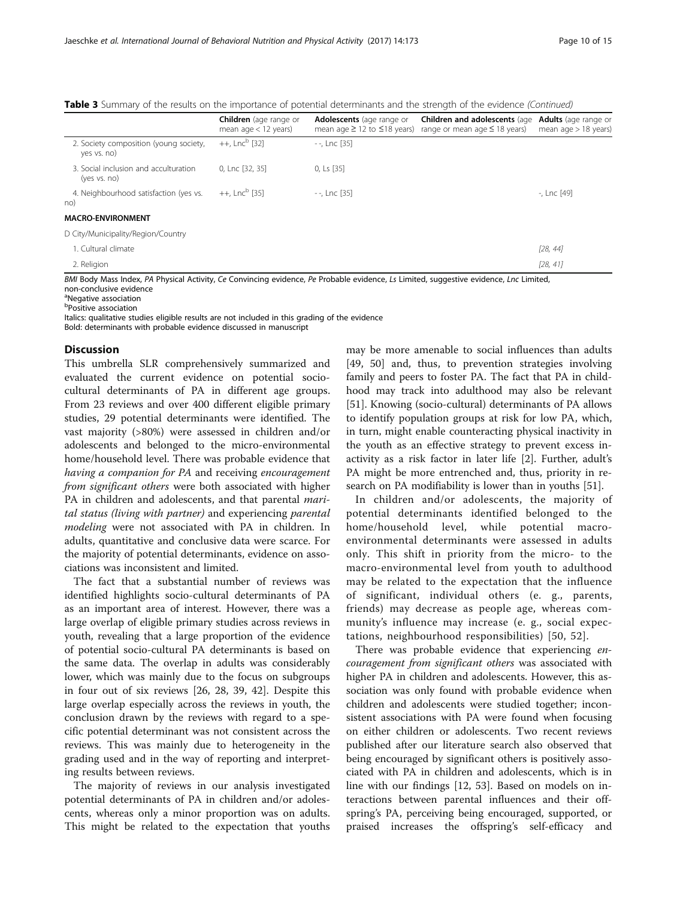**Table 3** Summary of the results on the importance of potential determinants and the strength of the evidence *(Continued)*

| | **Children** (age range or mean age < 12 years) | **Adolescents** (age range or mean age ≥ 12 to ≤18 years) | **Children and adolescents** (age range or mean age ≤ 18 years) | **Adults** (age range or mean age > 18 years) |
|---|---|---|---|---|
| 2. Society composition (young society, yes vs. no) | ++, Lnc[b] [32] | - -, Lnc [35] | | |
| 3. Social inclusion and acculturation (yes vs. no) | 0, Lnc [32, 35] | 0, Ls [35] | | |
| 4. Neighbourhood satisfaction (yes vs. no) | ++, Lnc[b] [35] | - -, Lnc [35] | | -, Lnc [49] |
| **MACRO-ENVIRONMENT** | | | | |
| D City/Municipality/Region/Country | | | | |
| 1. Cultural climate | | | | *[28, 44]* |
| 2. Religion | | | | *[28, 41]* |

*BMI* Body Mass Index, *PA* Physical Activity, *Ce* Convincing evidence, *Pe* Probable evidence, *Ls* Limited, suggestive evidence, *Lnc* Limited, non-conclusive evidence
[a]Negative association
[b]Positive association
Italics: qualitative studies eligible results are not included in this grading of the evidence
Bold: determinants with probable evidence discussed in manuscript

## Discussion

This umbrella SLR comprehensively summarized and evaluated the current evidence on potential socio-cultural determinants of PA in different age groups. From 23 reviews and over 400 different eligible primary studies, 29 potential determinants were identified. The vast majority (>80%) were assessed in children and/or adolescents and belonged to the micro-environmental home/household level. There was probable evidence that *having a companion for PA* and receiving *encouragement from significant others* were both associated with higher PA in children and adolescents, and that parental *marital status (living with partner)* and experiencing *parental modeling* were not associated with PA in children. In adults, quantitative and conclusive data were scarce. For the majority of potential determinants, evidence on associations was inconsistent and limited.

The fact that a substantial number of reviews was identified highlights socio-cultural determinants of PA as an important area of interest. However, there was a large overlap of eligible primary studies across reviews in youth, revealing that a large proportion of the evidence of potential socio-cultural PA determinants is based on the same data. The overlap in adults was considerably lower, which was mainly due to the focus on subgroups in four out of six reviews [26, 28, 39, 42]. Despite this large overlap especially across the reviews in youth, the conclusion drawn by the reviews with regard to a specific potential determinant was not consistent across the reviews. This was mainly due to heterogeneity in the grading used and in the way of reporting and interpreting results between reviews.

The majority of reviews in our analysis investigated potential determinants of PA in children and/or adolescents, whereas only a minor proportion was on adults. This might be related to the expectation that youths may be more amenable to social influences than adults [49, 50] and, thus, to prevention strategies involving family and peers to foster PA. The fact that PA in childhood may track into adulthood may also be relevant [51]. Knowing (socio-cultural) determinants of PA allows to identify population groups at risk for low PA, which, in turn, might enable counteracting physical inactivity in the youth as an effective strategy to prevent excess inactivity as a risk factor in later life [2]. Further, adult's PA might be more entrenched and, thus, priority in research on PA modifiability is lower than in youths [51].

In children and/or adolescents, the majority of potential determinants identified belonged to the home/household level, while potential macro-environmental determinants were assessed in adults only. This shift in priority from the micro- to the macro-environmental level from youth to adulthood may be related to the expectation that the influence of significant, individual others (e. g., parents, friends) may decrease as people age, whereas community's influence may increase (e. g., social expectations, neighbourhood responsibilities) [50, 52].

There was probable evidence that experiencing *encouragement from significant others* was associated with higher PA in children and adolescents. However, this association was only found with probable evidence when children and adolescents were studied together; inconsistent associations with PA were found when focusing on either children or adolescents. Two recent reviews published after our literature search also observed that being encouraged by significant others is positively associated with PA in children and adolescents, which is in line with our findings [12, 53]. Based on models on interactions between parental influences and their offspring's PA, perceiving being encouraged, supported, or praised increases the offspring's self-efficacy and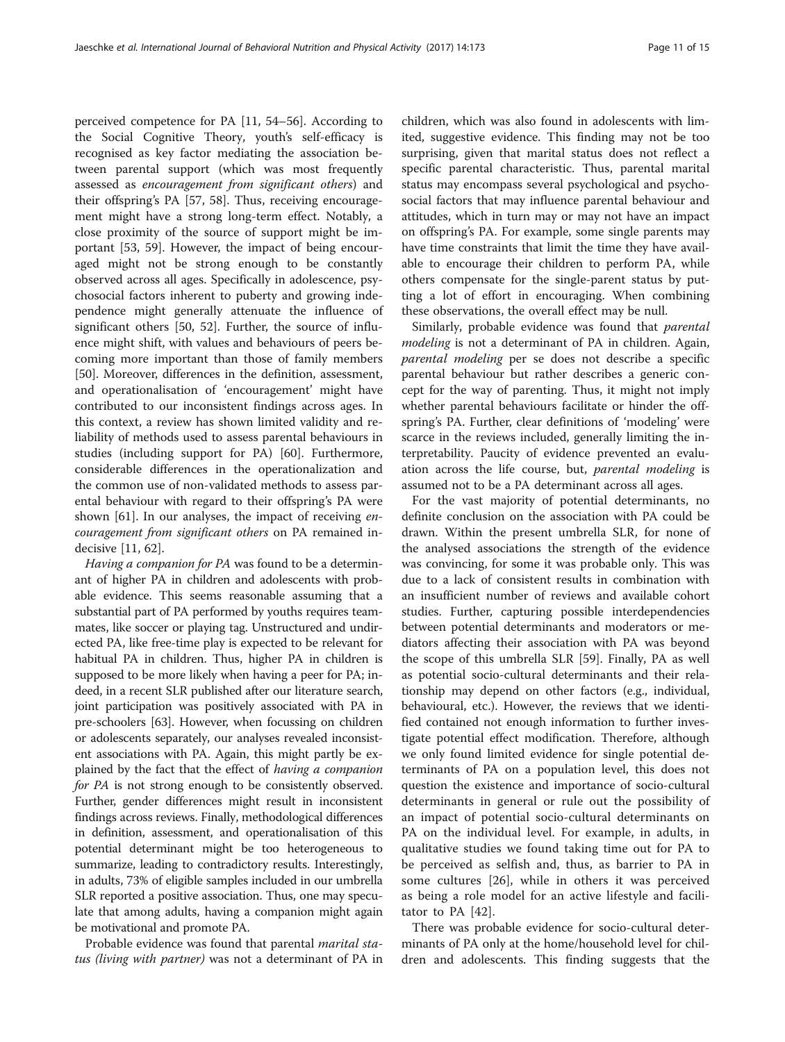perceived competence for PA [11, 54–56]. According to the Social Cognitive Theory, youth's self-efficacy is recognised as key factor mediating the association between parental support (which was most frequently assessed as *encouragement from significant others*) and their offspring's PA [57, 58]. Thus, receiving encouragement might have a strong long-term effect. Notably, a close proximity of the source of support might be important [53, 59]. However, the impact of being encouraged might not be strong enough to be constantly observed across all ages. Specifically in adolescence, psychosocial factors inherent to puberty and growing independence might generally attenuate the influence of significant others [50, 52]. Further, the source of influence might shift, with values and behaviours of peers becoming more important than those of family members [50]. Moreover, differences in the definition, assessment, and operationalisation of 'encouragement' might have contributed to our inconsistent findings across ages. In this context, a review has shown limited validity and reliability of methods used to assess parental behaviours in studies (including support for PA) [60]. Furthermore, considerable differences in the operationalization and the common use of non-validated methods to assess parental behaviour with regard to their offspring's PA were shown [61]. In our analyses, the impact of receiving *encouragement from significant others* on PA remained indecisive [11, 62].

*Having a companion for PA* was found to be a determinant of higher PA in children and adolescents with probable evidence. This seems reasonable assuming that a substantial part of PA performed by youths requires teammates, like soccer or playing tag. Unstructured and undirected PA, like free-time play is expected to be relevant for habitual PA in children. Thus, higher PA in children is supposed to be more likely when having a peer for PA; indeed, in a recent SLR published after our literature search, joint participation was positively associated with PA in pre-schoolers [63]. However, when focussing on children or adolescents separately, our analyses revealed inconsistent associations with PA. Again, this might partly be explained by the fact that the effect of *having a companion for PA* is not strong enough to be consistently observed. Further, gender differences might result in inconsistent findings across reviews. Finally, methodological differences in definition, assessment, and operationalisation of this potential determinant might be too heterogeneous to summarize, leading to contradictory results. Interestingly, in adults, 73% of eligible samples included in our umbrella SLR reported a positive association. Thus, one may speculate that among adults, having a companion might again be motivational and promote PA.

Probable evidence was found that parental *marital status (living with partner)* was not a determinant of PA in children, which was also found in adolescents with limited, suggestive evidence. This finding may not be too surprising, given that marital status does not reflect a specific parental characteristic. Thus, parental marital status may encompass several psychological and psychosocial factors that may influence parental behaviour and attitudes, which in turn may or may not have an impact on offspring's PA. For example, some single parents may have time constraints that limit the time they have available to encourage their children to perform PA, while others compensate for the single-parent status by putting a lot of effort in encouraging. When combining these observations, the overall effect may be null.

Similarly, probable evidence was found that *parental modeling* is not a determinant of PA in children. Again, *parental modeling* per se does not describe a specific parental behaviour but rather describes a generic concept for the way of parenting. Thus, it might not imply whether parental behaviours facilitate or hinder the offspring's PA. Further, clear definitions of 'modeling' were scarce in the reviews included, generally limiting the interpretability. Paucity of evidence prevented an evaluation across the life course, but, *parental modeling* is assumed not to be a PA determinant across all ages.

For the vast majority of potential determinants, no definite conclusion on the association with PA could be drawn. Within the present umbrella SLR, for none of the analysed associations the strength of the evidence was convincing, for some it was probable only. This was due to a lack of consistent results in combination with an insufficient number of reviews and available cohort studies. Further, capturing possible interdependencies between potential determinants and moderators or mediators affecting their association with PA was beyond the scope of this umbrella SLR [59]. Finally, PA as well as potential socio-cultural determinants and their relationship may depend on other factors (e.g., individual, behavioural, etc.). However, the reviews that we identified contained not enough information to further investigate potential effect modification. Therefore, although we only found limited evidence for single potential determinants of PA on a population level, this does not question the existence and importance of socio-cultural determinants in general or rule out the possibility of an impact of potential socio-cultural determinants on PA on the individual level. For example, in adults, in qualitative studies we found taking time out for PA to be perceived as selfish and, thus, as barrier to PA in some cultures [26], while in others it was perceived as being a role model for an active lifestyle and facilitator to PA [42].

There was probable evidence for socio-cultural determinants of PA only at the home/household level for children and adolescents. This finding suggests that the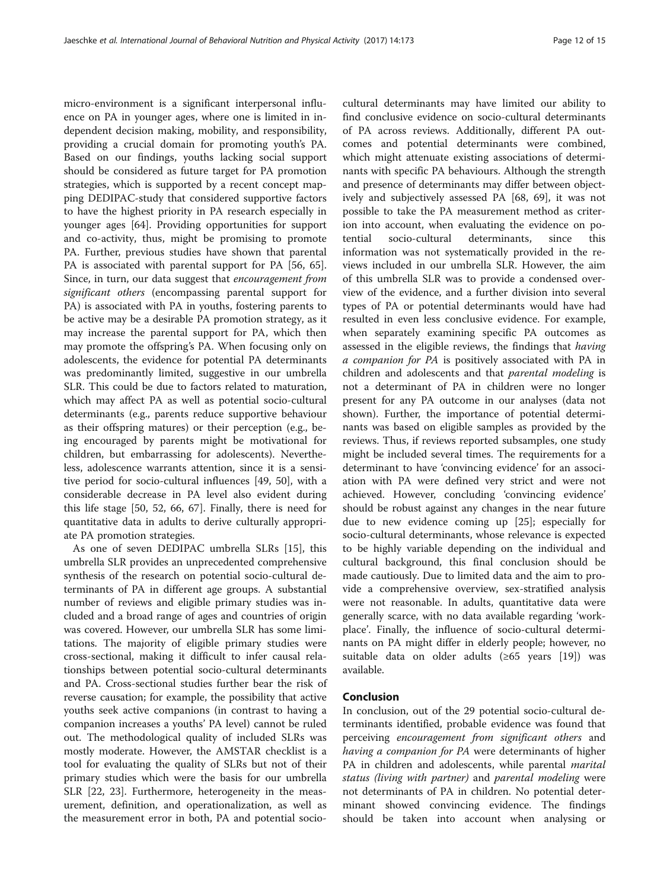micro-environment is a significant interpersonal influence on PA in younger ages, where one is limited in independent decision making, mobility, and responsibility, providing a crucial domain for promoting youth's PA. Based on our findings, youths lacking social support should be considered as future target for PA promotion strategies, which is supported by a recent concept mapping DEDIPAC-study that considered supportive factors to have the highest priority in PA research especially in younger ages [64]. Providing opportunities for support and co-activity, thus, might be promising to promote PA. Further, previous studies have shown that parental PA is associated with parental support for PA [56, 65]. Since, in turn, our data suggest that *encouragement from significant others* (encompassing parental support for PA) is associated with PA in youths, fostering parents to be active may be a desirable PA promotion strategy, as it may increase the parental support for PA, which then may promote the offspring's PA. When focusing only on adolescents, the evidence for potential PA determinants was predominantly limited, suggestive in our umbrella SLR. This could be due to factors related to maturation, which may affect PA as well as potential socio-cultural determinants (e.g., parents reduce supportive behaviour as their offspring matures) or their perception (e.g., being encouraged by parents might be motivational for children, but embarrassing for adolescents). Nevertheless, adolescence warrants attention, since it is a sensitive period for socio-cultural influences [49, 50], with a considerable decrease in PA level also evident during this life stage [50, 52, 66, 67]. Finally, there is need for quantitative data in adults to derive culturally appropriate PA promotion strategies.

As one of seven DEDIPAC umbrella SLRs [15], this umbrella SLR provides an unprecedented comprehensive synthesis of the research on potential socio-cultural determinants of PA in different age groups. A substantial number of reviews and eligible primary studies was included and a broad range of ages and countries of origin was covered. However, our umbrella SLR has some limitations. The majority of eligible primary studies were cross-sectional, making it difficult to infer causal relationships between potential socio-cultural determinants and PA. Cross-sectional studies further bear the risk of reverse causation; for example, the possibility that active youths seek active companions (in contrast to having a companion increases a youths' PA level) cannot be ruled out. The methodological quality of included SLRs was mostly moderate. However, the AMSTAR checklist is a tool for evaluating the quality of SLRs but not of their primary studies which were the basis for our umbrella SLR [22, 23]. Furthermore, heterogeneity in the measurement, definition, and operationalization, as well as the measurement error in both, PA and potential socio-cultural determinants may have limited our ability to find conclusive evidence on socio-cultural determinants of PA across reviews. Additionally, different PA outcomes and potential determinants were combined, which might attenuate existing associations of determinants with specific PA behaviours. Although the strength and presence of determinants may differ between objectively and subjectively assessed PA [68, 69], it was not possible to take the PA measurement method as criterion into account, when evaluating the evidence on potential socio-cultural determinants, since this information was not systematically provided in the reviews included in our umbrella SLR. However, the aim of this umbrella SLR was to provide a condensed overview of the evidence, and a further division into several types of PA or potential determinants would have had resulted in even less conclusive evidence. For example, when separately examining specific PA outcomes as assessed in the eligible reviews, the findings that *having a companion for PA* is positively associated with PA in children and adolescents and that *parental modeling* is not a determinant of PA in children were no longer present for any PA outcome in our analyses (data not shown). Further, the importance of potential determinants was based on eligible samples as provided by the reviews. Thus, if reviews reported subsamples, one study might be included several times. The requirements for a determinant to have 'convincing evidence' for an association with PA were defined very strict and were not achieved. However, concluding 'convincing evidence' should be robust against any changes in the near future due to new evidence coming up [25]; especially for socio-cultural determinants, whose relevance is expected to be highly variable depending on the individual and cultural background, this final conclusion should be made cautiously. Due to limited data and the aim to provide a comprehensive overview, sex-stratified analysis were not reasonable. In adults, quantitative data were generally scarce, with no data available regarding 'workplace'. Finally, the influence of socio-cultural determinants on PA might differ in elderly people; however, no suitable data on older adults (≥65 years [19]) was available.

## Conclusion

In conclusion, out of the 29 potential socio-cultural determinants identified, probable evidence was found that perceiving *encouragement from significant others* and *having a companion for PA* were determinants of higher PA in children and adolescents, while parental *marital status (living with partner)* and *parental modeling* were not determinants of PA in children. No potential determinant showed convincing evidence. The findings should be taken into account when analysing or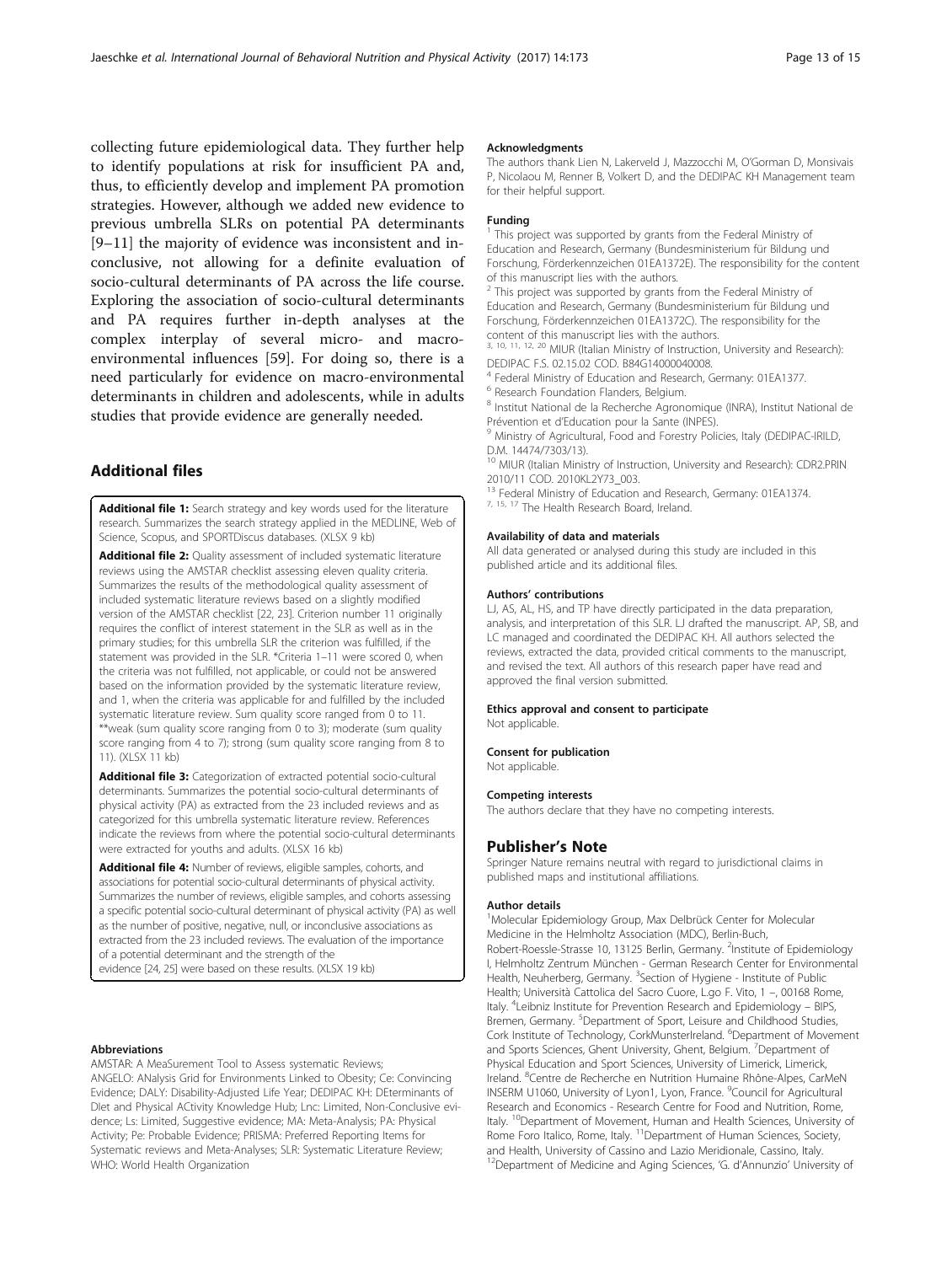collecting future epidemiological data. They further help to identify populations at risk for insufficient PA and, thus, to efficiently develop and implement PA promotion strategies. However, although we added new evidence to previous umbrella SLRs on potential PA determinants [9–11] the majority of evidence was inconsistent and inconclusive, not allowing for a definite evaluation of socio-cultural determinants of PA across the life course. Exploring the association of socio-cultural determinants and PA requires further in-depth analyses at the complex interplay of several micro- and macro-environmental influences [59]. For doing so, there is a need particularly for evidence on macro-environmental determinants in children and adolescents, while in adults studies that provide evidence are generally needed.

## Additional files

**Additional file 1:** Search strategy and key words used for the literature research. Summarizes the search strategy applied in the MEDLINE, Web of Science, Scopus, and SPORTDiscus databases. (XLSX 9 kb)

**Additional file 2:** Quality assessment of included systematic literature reviews using the AMSTAR checklist assessing eleven quality criteria. Summarizes the results of the methodological quality assessment of included systematic literature reviews based on a slightly modified version of the AMSTAR checklist [22, 23]. Criterion number 11 originally requires the conflict of interest statement in the SLR as well as in the primary studies; for this umbrella SLR the criterion was fulfilled, if the statement was provided in the SLR. *Criteria 1–11 were scored 0, when the criteria was not fulfilled, not applicable, or could not be answered based on the information provided by the systematic literature review, and 1, when the criteria was applicable for and fulfilled by the included systematic literature review. Sum quality score ranged from 0 to 11. **weak (sum quality score ranging from 0 to 3); moderate (sum quality score ranging from 4 to 7); strong (sum quality score ranging from 8 to 11). (XLSX 11 kb)

**Additional file 3:** Categorization of extracted potential socio-cultural determinants. Summarizes the potential socio-cultural determinants of physical activity (PA) as extracted from the 23 included reviews and as categorized for this umbrella systematic literature review. References indicate the reviews from where the potential socio-cultural determinants were extracted for youths and adults. (XLSX 16 kb)

**Additional file 4:** Number of reviews, eligible samples, cohorts, and associations for potential socio-cultural determinants of physical activity. Summarizes the number of reviews, eligible samples, and cohorts assessing a specific potential socio-cultural determinant of physical activity (PA) as well as the number of positive, negative, null, or inconclusive associations as extracted from the 23 included reviews. The evaluation of the importance of a potential determinant and the strength of the evidence [24, 25] were based on these results. (XLSX 19 kb)

#### Abbreviations

AMSTAR: A MeaSurement Tool to Assess systematic Reviews; ANGELO: ANalysis Grid for Environments Linked to Obesity; Ce: Convincing Evidence; DALY: Disability-Adjusted Life Year; DEDIPAC KH: DEterminants of DIet and Physical ACtivity Knowledge Hub; Lnc: Limited, Non-Conclusive evidence; Ls: Limited, Suggestive evidence; MA: Meta-Analysis; PA: Physical Activity; Pe: Probable Evidence; PRISMA: Preferred Reporting Items for Systematic reviews and Meta-Analyses; SLR: Systematic Literature Review; WHO: World Health Organization

#### Acknowledgments

The authors thank Lien N, Lakerveld J, Mazzocchi M, O'Gorman D, Monsivais P, Nicolaou M, Renner B, Volkert D, and the DEDIPAC KH Management team for their helpful support.

#### Funding

[1] This project was supported by grants from the Federal Ministry of Education and Research, Germany (Bundesministerium für Bildung und Forschung, Förderkennzeichen 01EA1372E). The responsibility for the content of this manuscript lies with the authors.
[2] This project was supported by grants from the Federal Ministry of Education and Research, Germany (Bundesministerium für Bildung und Forschung, Förderkennzeichen 01EA1372C). The responsibility for the content of this manuscript lies with the authors.
[3, 10, 11, 12, 20] MIUR (Italian Ministry of Instruction, University and Research): DEDIPAC F.S. 02.15.02 COD. B84G14000040008.
[4] Federal Ministry of Education and Research, Germany: 01EA1377.
[6] Research Foundation Flanders, Belgium.
[8] Institut National de la Recherche Agronomique (INRA), Institut National de Prévention et d'Education pour la Sante (INPES).
[9] Ministry of Agricultural, Food and Forestry Policies, Italy (DEDIPAC-IRILD, D.M. 14474/7303/13).
[10] MIUR (Italian Ministry of Instruction, University and Research): CDR2.PRIN 2010/11 COD. 2010KL2Y73_003.
[13] Federal Ministry of Education and Research, Germany: 01EA1374.
[7, 15, 17] The Health Research Board, Ireland.

#### Availability of data and materials

All data generated or analysed during this study are included in this published article and its additional files.

#### Authors' contributions

LJ, AS, AL, HS, and TP have directly participated in the data preparation, analysis, and interpretation of this SLR. LJ drafted the manuscript. AP, SB, and LC managed and coordinated the DEDIPAC KH. All authors selected the reviews, extracted the data, provided critical comments to the manuscript, and revised the text. All authors of this research paper have read and approved the final version submitted.

#### Ethics approval and consent to participate

Not applicable.

#### Consent for publication

Not applicable.

#### Competing interests

The authors declare that they have no competing interests.

## Publisher's Note

Springer Nature remains neutral with regard to jurisdictional claims in published maps and institutional affiliations.

#### Author details

[1]Molecular Epidemiology Group, Max Delbrück Center for Molecular Medicine in the Helmholtz Association (MDC), Berlin-Buch, Robert-Roessle-Strasse 10, 13125 Berlin, Germany. [2]Institute of Epidemiology I, Helmholtz Zentrum München - German Research Center for Environmental Health, Neuherberg, Germany. [3]Section of Hygiene - Institute of Public Health; Università Cattolica del Sacro Cuore, L.go F. Vito, 1 –, 00168 Rome, Italy. [4]Leibniz Institute for Prevention Research and Epidemiology – BIPS, Bremen, Germany. [5]Department of Sport, Leisure and Childhood Studies, Cork Institute of Technology, CorkMunsterIreland. [6]Department of Movement and Sports Sciences, Ghent University, Ghent, Belgium. [7]Department of Physical Education and Sport Sciences, University of Limerick, Limerick, Ireland. [8]Centre de Recherche en Nutrition Humaine Rhône-Alpes, CarMeN INSERM U1060, University of Lyon1, Lyon, France. [9]Council for Agricultural Research and Economics - Research Centre for Food and Nutrition, Rome, Italy. [10]Department of Movement, Human and Health Sciences, University of Rome Foro Italico, Rome, Italy. [11]Department of Human Sciences, Society, and Health, University of Cassino and Lazio Meridionale, Cassino, Italy. [12]Department of Medicine and Aging Sciences, 'G. d'Annunzio' University of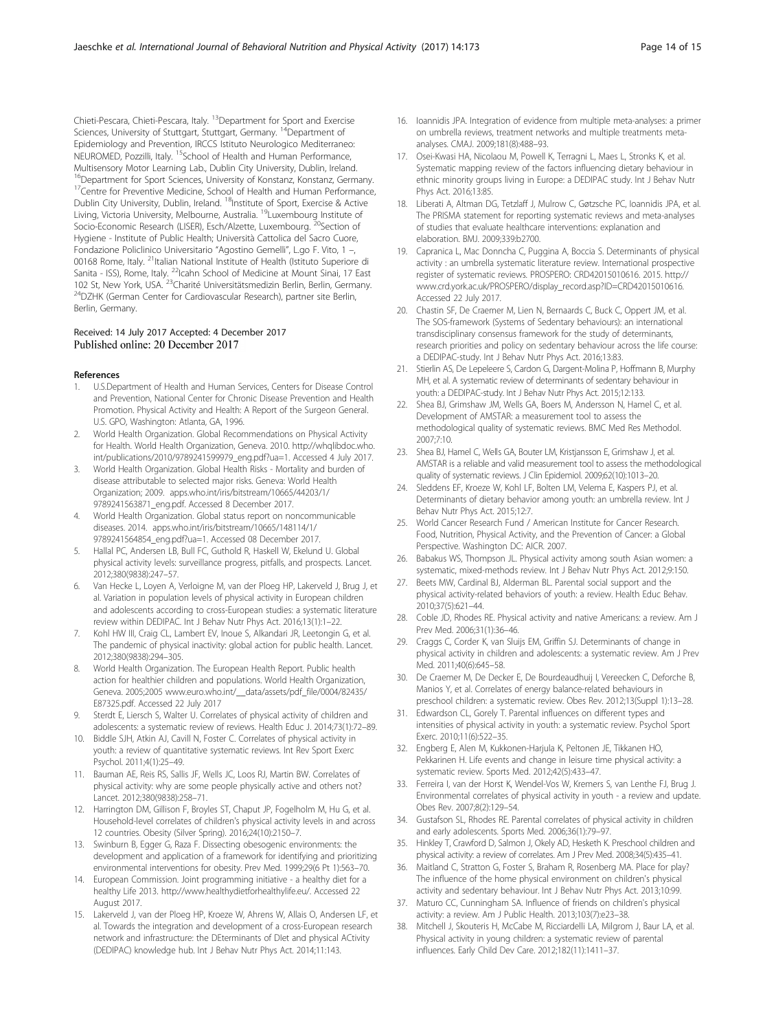Chieti-Pescara, Chieti-Pescara, Italy. [13]Department for Sport and Exercise Sciences, University of Stuttgart, Stuttgart, Germany. [14]Department of Epidemiology and Prevention, IRCCS Istituto Neurologico Mediterraneo: NEUROMED, Pozzilli, Italy. [15]School of Health and Human Performance, Multisensory Motor Learning Lab., Dublin City University, Dublin, Ireland. [16]Department for Sport Sciences, University of Konstanz, Konstanz, Germany. [17]Centre for Preventive Medicine, School of Health and Human Performance, Dublin City University, Dublin, Ireland. [18]Institute of Sport, Exercise & Active Living, Victoria University, Melbourne, Australia. [19]Luxembourg Institute of Socio-Economic Research (LISER), Esch/Alzette, Luxembourg. [20]Section of Hygiene - Institute of Public Health; Università Cattolica del Sacro Cuore, Fondazione Policlinico Universitario "Agostino Gemelli", L.go F. Vito, 1 –, 00168 Rome, Italy. [21]Italian National Institute of Health (Istituto Superiore di Sanita - ISS), Rome, Italy. [22]Icahn School of Medicine at Mount Sinai, 17 East 102 St, New York, USA. [23]Charité Universitätsmedizin Berlin, Berlin, Germany. [24]DZHK (German Center for Cardiovascular Research), partner site Berlin, Berlin, Germany.

Received: 14 July 2017 Accepted: 4 December 2017
Published online: 20 December 2017

## References

1. U.S.Department of Health and Human Services, Centers for Disease Control and Prevention, National Center for Chronic Disease Prevention and Health Promotion. Physical Activity and Health: A Report of the Surgeon General. U.S. GPO, Washington: Atlanta, GA, 1996.
2. World Health Organization. Global Recommendations on Physical Activity for Health. World Health Organization, Geneva. 2010. http://whqlibdoc.who.int/publications/2010/9789241599979_eng.pdf?ua=1. Accessed 4 July 2017.
3. World Health Organization. Global Health Risks - Mortality and burden of disease attributable to selected major risks. Geneva: World Health Organization; 2009. apps.who.int/iris/bitstream/10665/44203/1/9789241563871_eng.pdf. Accessed 8 December 2017.
4. World Health Organization. Global status report on noncommunicable diseases. 2014. apps.who.int/iris/bitstream/10665/148114/1/9789241564854_eng.pdf?ua=1. Accessed 08 December 2017.
5. Hallal PC, Andersen LB, Bull FC, Guthold R, Haskell W, Ekelund U. Global physical activity levels: surveillance progress, pitfalls, and prospects. Lancet. 2012;380(9838):247–57.
6. Van Hecke L, Loyen A, Verloigne M, van der Ploeg HP, Lakerveld J, Brug J, et al. Variation in population levels of physical activity in European children and adolescents according to cross-European studies: a systematic literature review within DEDIPAC. Int J Behav Nutr Phys Act. 2016;13(1):1–22.
7. Kohl HW III, Craig CL, Lambert EV, Inoue S, Alkandari JR, Leetongin G, et al. The pandemic of physical inactivity: global action for public health. Lancet. 2012;380(9838):294–305.
8. World Health Organization. The European Health Report. Public health action for healthier children and populations. World Health Organization, Geneva. 2005;2005 www.euro.who.int/__data/assets/pdf_file/0004/82435/E87325.pdf. Accessed 22 July 2017
9. Sterdt E, Liersch S, Walter U. Correlates of physical activity of children and adolescents: a systematic review of reviews. Health Educ J. 2014;73(1):72–89.
10. Biddle SJH, Atkin AJ, Cavill N, Foster C. Correlates of physical activity in youth: a review of quantitative systematic reviews. Int Rev Sport Exerc Psychol. 2011;4(1):25–49.
11. Bauman AE, Reis RS, Sallis JF, Wells JC, Loos RJ, Martin BW. Correlates of physical activity: why are some people physically active and others not? Lancet. 2012;380(9838):258–71.
12. Harrington DM, Gillison F, Broyles ST, Chaput JP, Fogelholm M, Hu G, et al. Household-level correlates of children's physical activity levels in and across 12 countries. Obesity (Silver Spring). 2016;24(10):2150–7.
13. Swinburn B, Egger G, Raza F. Dissecting obesogenic environments: the development and application of a framework for identifying and prioritizing environmental interventions for obesity. Prev Med. 1999;29(6 Pt 1):563–70.
14. European Commission. Joint programming initiative - a healthy diet for a healthy Life 2013. http://www.healthydietforhealthylife.eu/. Accessed 22 August 2017.
15. Lakerveld J, van der Ploeg HP, Kroeze W, Ahrens W, Allais O, Andersen LF, et al. Towards the integration and development of a cross-European research network and infrastructure: the DEterminants of DIet and physical ACtivity (DEDIPAC) knowledge hub. Int J Behav Nutr Phys Act. 2014;11:143.
16. Ioannidis JPA. Integration of evidence from multiple meta-analyses: a primer on umbrella reviews, treatment networks and multiple treatments meta-analyses. CMAJ. 2009;181(8):488–93.
17. Osei-Kwasi HA, Nicolaou M, Powell K, Terragni L, Maes L, Stronks K, et al. Systematic mapping review of the factors influencing dietary behaviour in ethnic minority groups living in Europe: a DEDIPAC study. Int J Behav Nutr Phys Act. 2016;13:85.
18. Liberati A, Altman DG, Tetzlaff J, Mulrow C, Gøtzsche PC, Ioannidis JPA, et al. The PRISMA statement for reporting systematic reviews and meta-analyses of studies that evaluate healthcare interventions: explanation and elaboration. BMJ. 2009;339:b2700.
19. Capranica L, Mac Donncha C, Puggina A, Boccia S. Determinants of physical activity : an umbrella systematic literature review. International prospective register of systematic reviews. PROSPERO: CRD42015010616. 2015. http://www.crd.york.ac.uk/PROSPERO/display_record.asp?ID=CRD42015010616. Accessed 22 July 2017.
20. Chastin SF, De Craemer M, Lien N, Bernaards C, Buck C, Oppert JM, et al. The SOS-framework (Systems of Sedentary behaviours): an international transdisciplinary consensus framework for the study of determinants, research priorities and policy on sedentary behaviour across the life course: a DEDIPAC-study. Int J Behav Nutr Phys Act. 2016;13:83.
21. Stierlin AS, De Lepeleere S, Cardon G, Dargent-Molina P, Hoffmann B, Murphy MH, et al. A systematic review of determinants of sedentary behaviour in youth: a DEDIPAC-study. Int J Behav Nutr Phys Act. 2015;12:133.
22. Shea BJ, Grimshaw JM, Wells GA, Boers M, Andersson N, Hamel C, et al. Development of AMSTAR: a measurement tool to assess the methodological quality of systematic reviews. BMC Med Res Methodol. 2007;7:10.
23. Shea BJ, Hamel C, Wells GA, Bouter LM, Kristjansson E, Grimshaw J, et al. AMSTAR is a reliable and valid measurement tool to assess the methodological quality of systematic reviews. J Clin Epidemiol. 2009;62(10):1013–20.
24. Sleddens EF, Kroeze W, Kohl LF, Bolten LM, Velema E, Kaspers PJ, et al. Determinants of dietary behavior among youth: an umbrella review. Int J Behav Nutr Phys Act. 2015;12:7.
25. World Cancer Research Fund / American Institute for Cancer Research. Food, Nutrition, Physical Activity, and the Prevention of Cancer: a Global Perspective. Washington DC: AICR. 2007.
26. Babakus WS, Thompson JL. Physical activity among south Asian women: a systematic, mixed-methods review. Int J Behav Nutr Phys Act. 2012;9:150.
27. Beets MW, Cardinal BJ, Alderman BL. Parental social support and the physical activity-related behaviors of youth: a review. Health Educ Behav. 2010;37(5):621–44.
28. Coble JD, Rhodes RE. Physical activity and native Americans: a review. Am J Prev Med. 2006;31(1):36–46.
29. Craggs C, Corder K, van Sluijs EM, Griffin SJ. Determinants of change in physical activity in children and adolescents: a systematic review. Am J Prev Med. 2011;40(6):645–58.
30. De Craemer M, De Decker E, De Bourdeaudhuij I, Vereecken C, Deforche B, Manios Y, et al. Correlates of energy balance-related behaviours in preschool children: a systematic review. Obes Rev. 2012;13(Suppl 1):13–28.
31. Edwardson CL, Gorely T. Parental influences on different types and intensities of physical activity in youth: a systematic review. Psychol Sport Exerc. 2010;11(6):522–35.
32. Engberg E, Alen M, Kukkonen-Harjula K, Peltonen JE, Tikkanen HO, Pekkarinen H. Life events and change in leisure time physical activity: a systematic review. Sports Med. 2012;42(5):433–47.
33. Ferreira I, van der Horst K, Wendel-Vos W, Kremers S, van Lenthe FJ, Brug J. Environmental correlates of physical activity in youth - a review and update. Obes Rev. 2007;8(2):129–54.
34. Gustafson SL, Rhodes RE. Parental correlates of physical activity in children and early adolescents. Sports Med. 2006;36(1):79–97.
35. Hinkley T, Crawford D, Salmon J, Okely AD, Hesketh K. Preschool children and physical activity: a review of correlates. Am J Prev Med. 2008;34(5):435–41.
36. Maitland C, Stratton G, Foster S, Braham R, Rosenberg MA. Place for play? The influence of the home physical environment on children's physical activity and sedentary behaviour. Int J Behav Nutr Phys Act. 2013;10:99.
37. Maturo CC, Cunningham SA. Influence of friends on children's physical activity: a review. Am J Public Health. 2013;103(7):e23–38.
38. Mitchell J, Skouteris H, McCabe M, Ricciardelli LA, Milgrom J, Baur LA, et al. Physical activity in young children: a systematic review of parental influences. Early Child Dev Care. 2012;182(11):1411–37.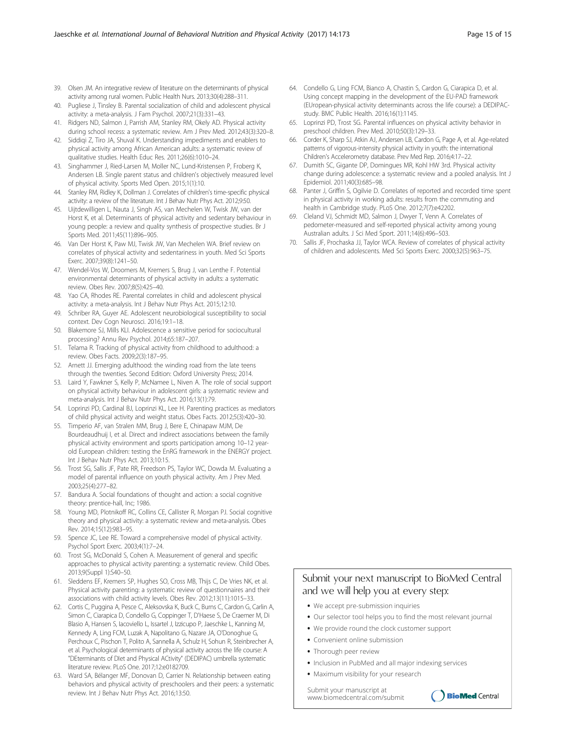39. Olsen JM. An integrative review of literature on the determinants of physical activity among rural women. Public Health Nurs. 2013;30(4):288–311.
40. Pugliese J, Tinsley B. Parental socialization of child and adolescent physical activity: a meta-analysis. J Fam Psychol. 2007;21(3):331–43.
41. Ridgers ND, Salmon J, Parrish AM, Stanley RM, Okely AD. Physical activity during school recess: a systematic review. Am J Prev Med. 2012;43(3):320–8.
42. Siddiqi Z, Tiro JA, Shuval K. Understanding impediments and enablers to physical activity among African American adults: a systematic review of qualitative studies. Health Educ Res. 2011;26(6):1010–24.
43. Singhammer J, Ried-Larsen M, Moller NC, Lund-Kristensen P, Froberg K, Andersen LB. Single parent status and children's objectively measured level of physical activity. Sports Med Open. 2015;1(1):10.
44. Stanley RM, Ridley K, Dollman J. Correlates of children's time-specific physical activity: a review of the literature. Int J Behav Nutr Phys Act. 2012;9:50.
45. Uijtdewilligen L, Nauta J, Singh AS, van Mechelen W, Twisk JW, van der Horst K, et al. Determinants of physical activity and sedentary behaviour in young people: a review and quality synthesis of prospective studies. Br J Sports Med. 2011;45(11):896–905.
46. Van Der Horst K, Paw MJ, Twisk JW, Van Mechelen WA. Brief review on correlates of physical activity and sedentariness in youth. Med Sci Sports Exerc. 2007;39(8):1241–50.
47. Wendel-Vos W, Droomers M, Kremers S, Brug J, van Lenthe F. Potential environmental determinants of physical activity in adults: a systematic review. Obes Rev. 2007;8(5):425–40.
48. Yao CA, Rhodes RE. Parental correlates in child and adolescent physical activity: a meta-analysis. Int J Behav Nutr Phys Act. 2015;12:10.
49. Schriber RA, Guyer AE. Adolescent neurobiological susceptibility to social context. Dev Cogn Neurosci. 2016;19:1–18.
50. Blakemore SJ, Mills KLI. Adolescence a sensitive period for sociocultural processing? Annu Rev Psychol. 2014;65:187–207.
51. Telama R. Tracking of physical activity from childhood to adulthood: a review. Obes Facts. 2009;2(3):187–95.
52. Arnett JJ. Emerging adulthood: the winding road from the late teens through the twenties. Second Edition: Oxford University Press; 2014.
53. Laird Y, Fawkner S, Kelly P, McNamee L, Niven A. The role of social support on physical activity behaviour in adolescent girls: a systematic review and meta-analysis. Int J Behav Nutr Phys Act. 2016;13(1):79.
54. Loprinzi PD, Cardinal BJ, Loprinzi KL, Lee H. Parenting practices as mediators of child physical activity and weight status. Obes Facts. 2012;5(3):420–30.
55. Timperio AF, van Stralen MM, Brug J, Bere E, Chinapaw MJM, De Bourdeaudhuij I, et al. Direct and indirect associations between the family physical activity environment and sports participation among 10–12 year-old European children: testing the EnRG framework in the ENERGY project. Int J Behav Nutr Phys Act. 2013;10:15.
56. Trost SG, Sallis JF, Pate RR, Freedson PS, Taylor WC, Dowda M. Evaluating a model of parental influence on youth physical activity. Am J Prev Med. 2003;25(4):277–82.
57. Bandura A. Social foundations of thought and action: a social cognitive theory: prentice-hall, Inc; 1986.
58. Young MD, Plotnikoff RC, Collins CE, Callister R, Morgan PJ. Social cognitive theory and physical activity: a systematic review and meta-analysis. Obes Rev. 2014;15(12):983–95.
59. Spence JC, Lee RE. Toward a comprehensive model of physical activity. Psychol Sport Exerc. 2003;4(1):7–24.
60. Trost SG, McDonald S, Cohen A. Measurement of general and specific approaches to physical activity parenting: a systematic review. Child Obes. 2013;9(Suppl 1):S40–50.
61. Sleddens EF, Kremers SP, Hughes SO, Cross MB, Thijs C, De Vries NK, et al. Physical activity parenting: a systematic review of questionnaires and their associations with child activity levels. Obes Rev. 2012;13(11):1015–33.
62. Cortis C, Puggina A, Pesce C, Aleksovska K, Buck C, Burns C, Cardon G, Carlin A, Simon C, Ciarapica D, Condello G, Coppinger T, D'Haese S, De Craemer M, Di Blasio A, Hansen S, Iacoviello L, Issartel J, Izzicupo P, Jaeschke L, Kanning M, Kennedy A, Ling FCM, Luzak A, Napolitano G, Nazare JA, O'Donoghue G, Perchoux C, Pischon T, Polito A, Sannella A, Schulz H, Sohun R, Steinbrecher A, et al. Psychological determinants of physical activity across the life course: A "DEterminants of DIet and Physical ACtivity" (DEDIPAC) umbrella systematic literature review. PLoS One. 2017;12:e0182709.
63. Ward SA, Bélanger MF, Donovan D, Carrier N. Relationship between eating behaviors and physical activity of preschoolers and their peers: a systematic review. Int J Behav Nutr Phys Act. 2016;13:50.
64. Condello G, Ling FCM, Bianco A, Chastin S, Cardon G, Ciarapica D, et al. Using concept mapping in the development of the EU-PAD framework (EUropean-physical activity determinants across the life course): a DEDIPAC-study. BMC Public Health. 2016;16(1):1145.
65. Loprinzi PD, Trost SG. Parental influences on physical activity behavior in preschool children. Prev Med. 2010;50(3):129–33.
66. Corder K, Sharp SJ, Atkin AJ, Andersen LB, Cardon G, Page A, et al. Age-related patterns of vigorous-intensity physical activity in youth: the international Children's Accelerometry database. Prev Med Rep. 2016;4:17–22.
67. Dumith SC, Gigante DP, Domingues MR, Kohl HW 3rd. Physical activity change during adolescence: a systematic review and a pooled analysis. Int J Epidemiol. 2011;40(3):685–98.
68. Panter J, Griffin S, Ogilvie D. Correlates of reported and recorded time spent in physical activity in working adults: results from the commuting and health in Cambridge study. PLoS One. 2012;7(7):e42202.
69. Cleland VJ, Schmidt MD, Salmon J, Dwyer T, Venn A. Correlates of pedometer-measured and self-reported physical activity among young Australian adults. J Sci Med Sport. 2011;14(6):496–503.
70. Sallis JF, Prochaska JJ, Taylor WCA. Review of correlates of physical activity of children and adolescents. Med Sci Sports Exerc. 2000;32(5):963–75.

Submit your next manuscript to BioMed Central and we will help you at every step:

- We accept pre-submission inquiries
- Our selector tool helps you to find the most relevant journal
- We provide round the clock customer support
- Convenient online submission
- Thorough peer review
- Inclusion in PubMed and all major indexing services
- Maximum visibility for your research

Submit your manuscript at
www.biomedcentral.com/submit

BioMed Central